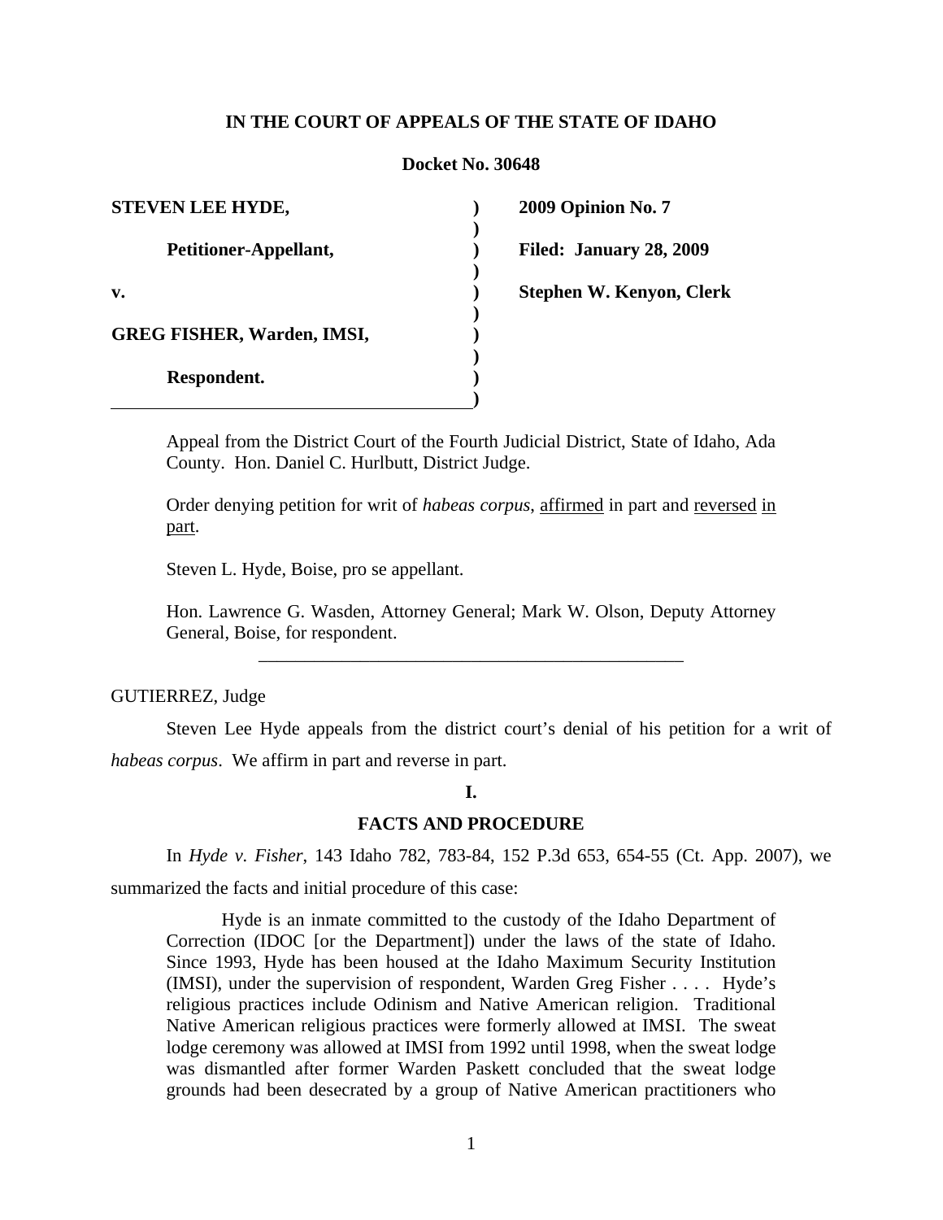**IN THE COURT OF APPEALS OF THE STATE OF IDAHO**

**Docket No. 30648**

| | | |
|---|---|---|
| **STEVEN LEE HYDE,** | ) | **2009 Opinion No. 7** |
| | ) | |
| **Petitioner-Appellant,** | ) | **Filed: January 28, 2009** |
| | ) | |
| **v.** | ) | **Stephen W. Kenyon, Clerk** |
| | ) | |
| **GREG FISHER, Warden, IMSI,** | ) | |
| | ) | |
| **Respondent.** | ) | |
| | ) | |

Appeal from the District Court of the Fourth Judicial District, State of Idaho, Ada County. Hon. Daniel C. Hurlbutt, District Judge.

Order denying petition for writ of *habeas corpus*, affirmed in part and reversed in part.

Steven L. Hyde, Boise, pro se appellant.

Hon. Lawrence G. Wasden, Attorney General; Mark W. Olson, Deputy Attorney General, Boise, for respondent.

---

GUTIERREZ, Judge

Steven Lee Hyde appeals from the district court's denial of his petition for a writ of *habeas corpus*. We affirm in part and reverse in part.

## I.

## FACTS AND PROCEDURE

In *Hyde v. Fisher*, 143 Idaho 782, 783-84, 152 P.3d 653, 654-55 (Ct. App. 2007), we summarized the facts and initial procedure of this case:

> Hyde is an inmate committed to the custody of the Idaho Department of Correction (IDOC [or the Department]) under the laws of the state of Idaho. Since 1993, Hyde has been housed at the Idaho Maximum Security Institution (IMSI), under the supervision of respondent, Warden Greg Fisher . . . . Hyde's religious practices include Odinism and Native American religion. Traditional Native American religious practices were formerly allowed at IMSI. The sweat lodge ceremony was allowed at IMSI from 1992 until 1998, when the sweat lodge was dismantled after former Warden Paskett concluded that the sweat lodge grounds had been desecrated by a group of Native American practitioners who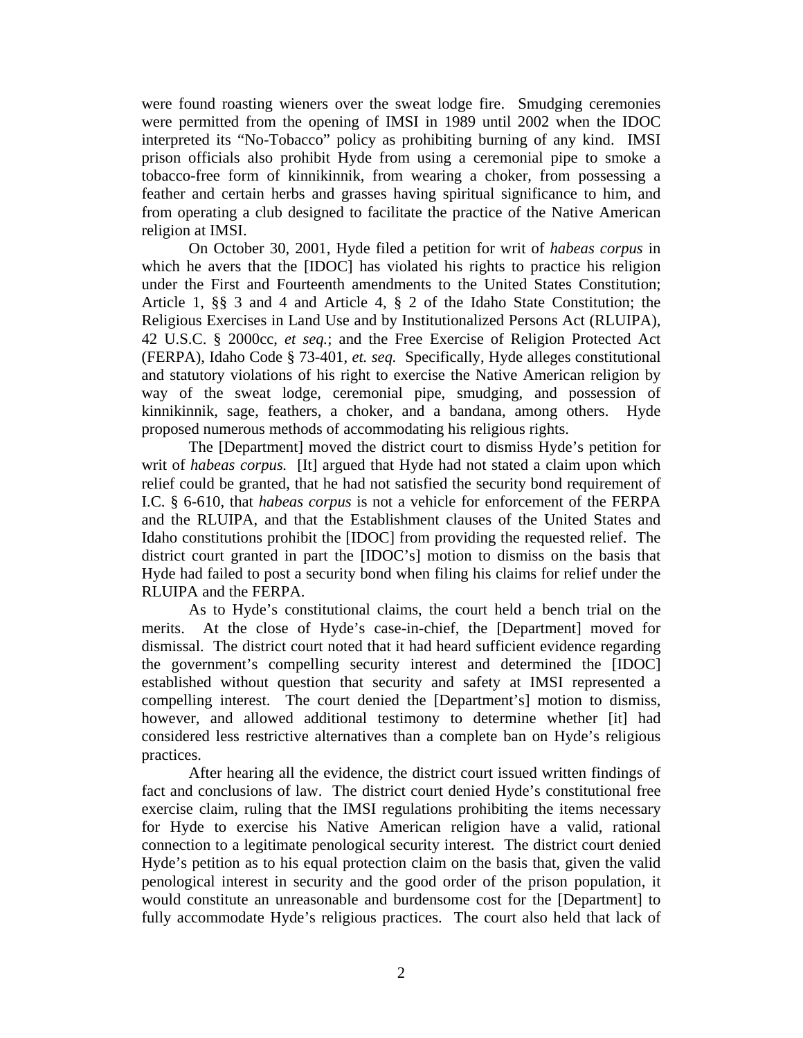were found roasting wieners over the sweat lodge fire. Smudging ceremonies were permitted from the opening of IMSI in 1989 until 2002 when the IDOC interpreted its "No-Tobacco" policy as prohibiting burning of any kind. IMSI prison officials also prohibit Hyde from using a ceremonial pipe to smoke a tobacco-free form of kinnikinnik, from wearing a choker, from possessing a feather and certain herbs and grasses having spiritual significance to him, and from operating a club designed to facilitate the practice of the Native American religion at IMSI.

On October 30, 2001, Hyde filed a petition for writ of *habeas corpus* in which he avers that the [IDOC] has violated his rights to practice his religion under the First and Fourteenth amendments to the United States Constitution; Article 1, §§ 3 and 4 and Article 4, § 2 of the Idaho State Constitution; the Religious Exercises in Land Use and by Institutionalized Persons Act (RLUIPA), 42 U.S.C. § 2000cc, *et seq.*; and the Free Exercise of Religion Protected Act (FERPA), Idaho Code § 73-401, *et. seq.* Specifically, Hyde alleges constitutional and statutory violations of his right to exercise the Native American religion by way of the sweat lodge, ceremonial pipe, smudging, and possession of kinnikinnik, sage, feathers, a choker, and a bandana, among others. Hyde proposed numerous methods of accommodating his religious rights.

The [Department] moved the district court to dismiss Hyde's petition for writ of *habeas corpus.* [It] argued that Hyde had not stated a claim upon which relief could be granted, that he had not satisfied the security bond requirement of I.C. § 6-610, that *habeas corpus* is not a vehicle for enforcement of the FERPA and the RLUIPA, and that the Establishment clauses of the United States and Idaho constitutions prohibit the [IDOC] from providing the requested relief. The district court granted in part the [IDOC's] motion to dismiss on the basis that Hyde had failed to post a security bond when filing his claims for relief under the RLUIPA and the FERPA.

As to Hyde's constitutional claims, the court held a bench trial on the merits. At the close of Hyde's case-in-chief, the [Department] moved for dismissal. The district court noted that it had heard sufficient evidence regarding the government's compelling security interest and determined the [IDOC] established without question that security and safety at IMSI represented a compelling interest. The court denied the [Department's] motion to dismiss, however, and allowed additional testimony to determine whether [it] had considered less restrictive alternatives than a complete ban on Hyde's religious practices.

After hearing all the evidence, the district court issued written findings of fact and conclusions of law. The district court denied Hyde's constitutional free exercise claim, ruling that the IMSI regulations prohibiting the items necessary for Hyde to exercise his Native American religion have a valid, rational connection to a legitimate penological security interest. The district court denied Hyde's petition as to his equal protection claim on the basis that, given the valid penological interest in security and the good order of the prison population, it would constitute an unreasonable and burdensome cost for the [Department] to fully accommodate Hyde's religious practices. The court also held that lack of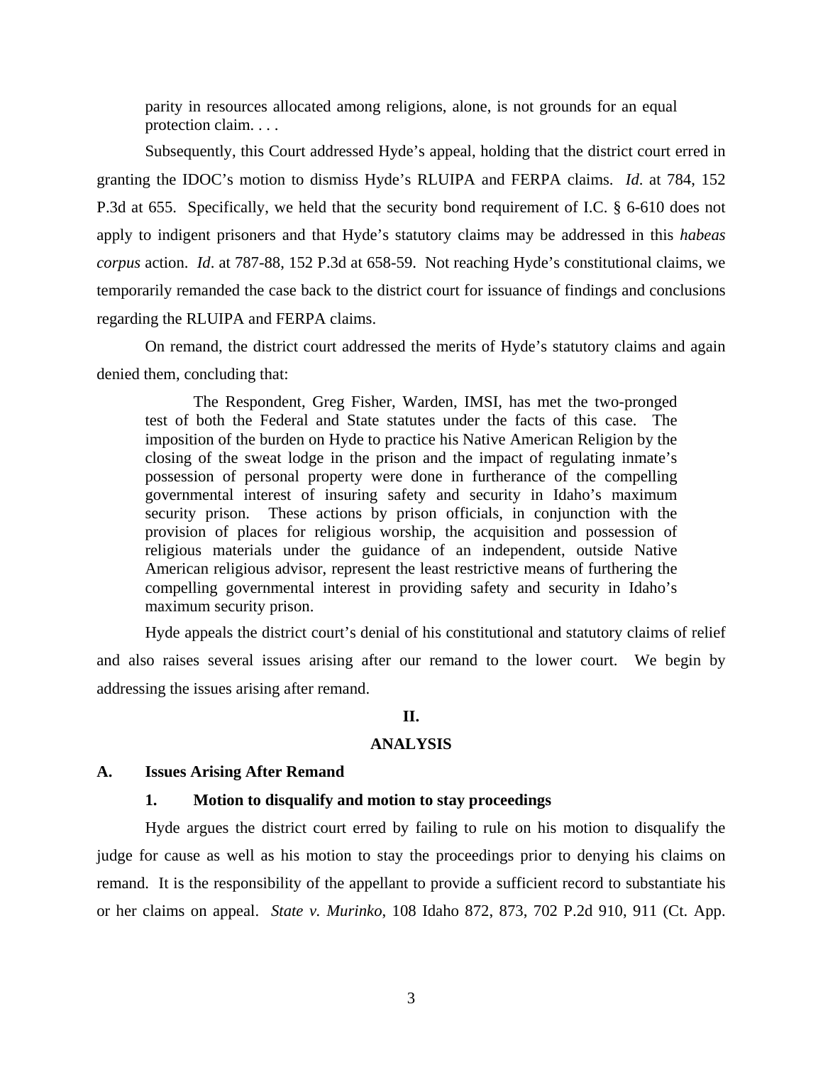> parity in resources allocated among religions, alone, is not grounds for an equal protection claim. . . .

Subsequently, this Court addressed Hyde's appeal, holding that the district court erred in granting the IDOC's motion to dismiss Hyde's RLUIPA and FERPA claims. *Id*. at 784, 152 P.3d at 655. Specifically, we held that the security bond requirement of I.C. § 6-610 does not apply to indigent prisoners and that Hyde's statutory claims may be addressed in this *habeas corpus* action. *Id*. at 787-88, 152 P.3d at 658-59. Not reaching Hyde's constitutional claims, we temporarily remanded the case back to the district court for issuance of findings and conclusions regarding the RLUIPA and FERPA claims.

On remand, the district court addressed the merits of Hyde's statutory claims and again denied them, concluding that:

> The Respondent, Greg Fisher, Warden, IMSI, has met the two-pronged test of both the Federal and State statutes under the facts of this case. The imposition of the burden on Hyde to practice his Native American Religion by the closing of the sweat lodge in the prison and the impact of regulating inmate's possession of personal property were done in furtherance of the compelling governmental interest of insuring safety and security in Idaho's maximum security prison. These actions by prison officials, in conjunction with the provision of places for religious worship, the acquisition and possession of religious materials under the guidance of an independent, outside Native American religious advisor, represent the least restrictive means of furthering the compelling governmental interest in providing safety and security in Idaho's maximum security prison.

Hyde appeals the district court's denial of his constitutional and statutory claims of relief and also raises several issues arising after our remand to the lower court. We begin by addressing the issues arising after remand.

## II.

## ANALYSIS

### A. Issues Arising After Remand

#### 1. Motion to disqualify and motion to stay proceedings

Hyde argues the district court erred by failing to rule on his motion to disqualify the judge for cause as well as his motion to stay the proceedings prior to denying his claims on remand. It is the responsibility of the appellant to provide a sufficient record to substantiate his or her claims on appeal. *State v. Murinko*, 108 Idaho 872, 873, 702 P.2d 910, 911 (Ct. App.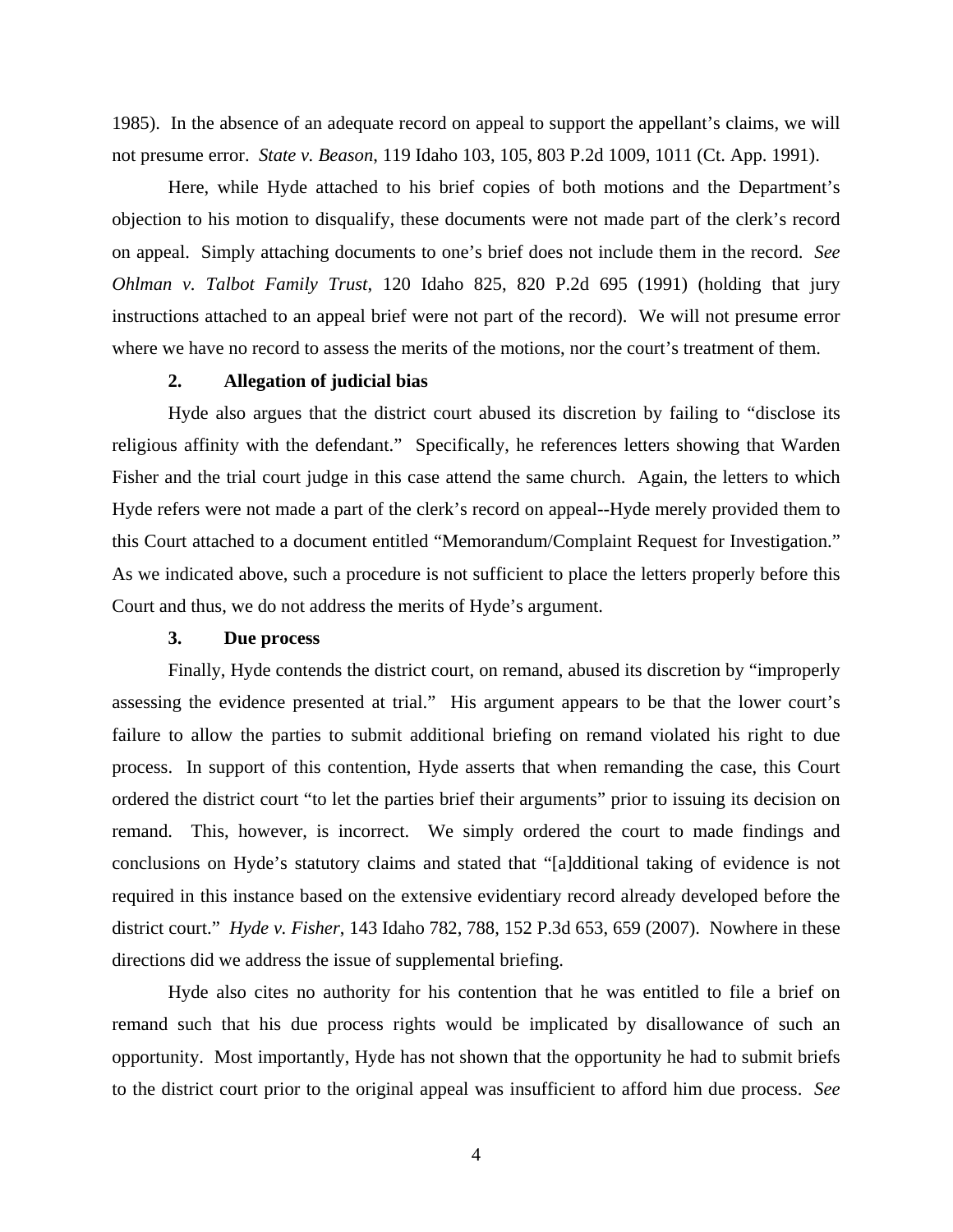1985). In the absence of an adequate record on appeal to support the appellant's claims, we will not presume error. *State v. Beason*, 119 Idaho 103, 105, 803 P.2d 1009, 1011 (Ct. App. 1991).

Here, while Hyde attached to his brief copies of both motions and the Department's objection to his motion to disqualify, these documents were not made part of the clerk's record on appeal. Simply attaching documents to one's brief does not include them in the record. *See Ohlman v. Talbot Family Trust*, 120 Idaho 825, 820 P.2d 695 (1991) (holding that jury instructions attached to an appeal brief were not part of the record). We will not presume error where we have no record to assess the merits of the motions, nor the court's treatment of them.

### 2. Allegation of judicial bias

Hyde also argues that the district court abused its discretion by failing to "disclose its religious affinity with the defendant." Specifically, he references letters showing that Warden Fisher and the trial court judge in this case attend the same church. Again, the letters to which Hyde refers were not made a part of the clerk's record on appeal--Hyde merely provided them to this Court attached to a document entitled "Memorandum/Complaint Request for Investigation." As we indicated above, such a procedure is not sufficient to place the letters properly before this Court and thus, we do not address the merits of Hyde's argument.

### 3. Due process

Finally, Hyde contends the district court, on remand, abused its discretion by "improperly assessing the evidence presented at trial." His argument appears to be that the lower court's failure to allow the parties to submit additional briefing on remand violated his right to due process. In support of this contention, Hyde asserts that when remanding the case, this Court ordered the district court "to let the parties brief their arguments" prior to issuing its decision on remand. This, however, is incorrect. We simply ordered the court to made findings and conclusions on Hyde's statutory claims and stated that "[a]dditional taking of evidence is not required in this instance based on the extensive evidentiary record already developed before the district court." *Hyde v. Fisher*, 143 Idaho 782, 788, 152 P.3d 653, 659 (2007). Nowhere in these directions did we address the issue of supplemental briefing.

Hyde also cites no authority for his contention that he was entitled to file a brief on remand such that his due process rights would be implicated by disallowance of such an opportunity. Most importantly, Hyde has not shown that the opportunity he had to submit briefs to the district court prior to the original appeal was insufficient to afford him due process. *See*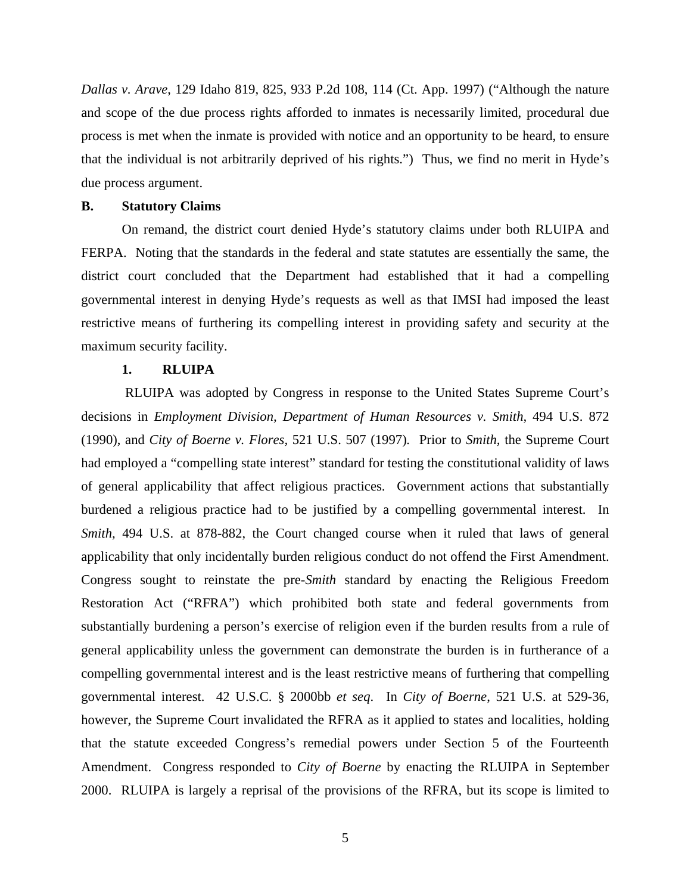*Dallas v. Arave*, 129 Idaho 819, 825, 933 P.2d 108, 114 (Ct. App. 1997) ("Although the nature and scope of the due process rights afforded to inmates is necessarily limited, procedural due process is met when the inmate is provided with notice and an opportunity to be heard, to ensure that the individual is not arbitrarily deprived of his rights.") Thus, we find no merit in Hyde's due process argument.

**B. Statutory Claims**

On remand, the district court denied Hyde's statutory claims under both RLUIPA and FERPA. Noting that the standards in the federal and state statutes are essentially the same, the district court concluded that the Department had established that it had a compelling governmental interest in denying Hyde's requests as well as that IMSI had imposed the least restrictive means of furthering its compelling interest in providing safety and security at the maximum security facility.

**1. RLUIPA**

RLUIPA was adopted by Congress in response to the United States Supreme Court's decisions in *Employment Division, Department of Human Resources v. Smith,* 494 U.S. 872 (1990), and *City of Boerne v. Flores,* 521 U.S. 507 (1997). Prior to *Smith,* the Supreme Court had employed a "compelling state interest" standard for testing the constitutional validity of laws of general applicability that affect religious practices. Government actions that substantially burdened a religious practice had to be justified by a compelling governmental interest. In *Smith,* 494 U.S. at 878-882, the Court changed course when it ruled that laws of general applicability that only incidentally burden religious conduct do not offend the First Amendment. Congress sought to reinstate the pre-*Smith* standard by enacting the Religious Freedom Restoration Act ("RFRA") which prohibited both state and federal governments from substantially burdening a person's exercise of religion even if the burden results from a rule of general applicability unless the government can demonstrate the burden is in furtherance of a compelling governmental interest and is the least restrictive means of furthering that compelling governmental interest. 42 U.S.C. § 2000bb *et seq*. In *City of Boerne,* 521 U.S. at 529-36, however, the Supreme Court invalidated the RFRA as it applied to states and localities, holding that the statute exceeded Congress's remedial powers under Section 5 of the Fourteenth Amendment. Congress responded to *City of Boerne* by enacting the RLUIPA in September 2000. RLUIPA is largely a reprisal of the provisions of the RFRA, but its scope is limited to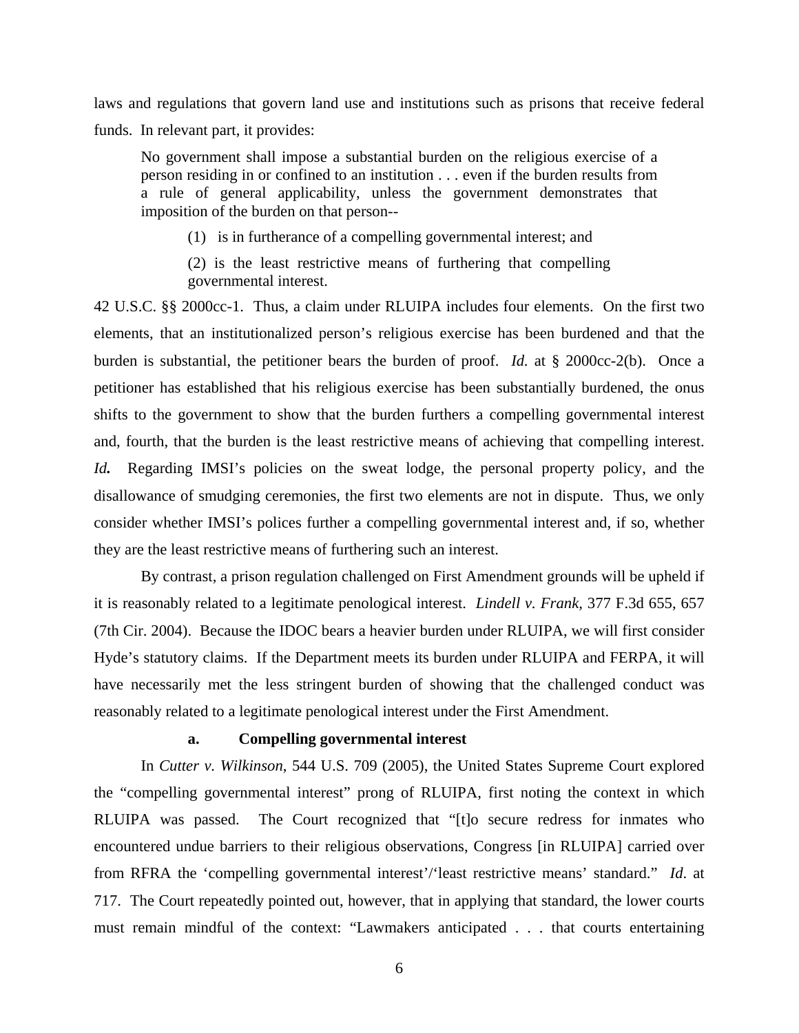laws and regulations that govern land use and institutions such as prisons that receive federal funds. In relevant part, it provides:

> No government shall impose a substantial burden on the religious exercise of a person residing in or confined to an institution . . . even if the burden results from a rule of general applicability, unless the government demonstrates that imposition of the burden on that person--
>
> (1) is in furtherance of a compelling governmental interest; and
>
> (2) is the least restrictive means of furthering that compelling governmental interest.

42 U.S.C. §§ 2000cc-1. Thus, a claim under RLUIPA includes four elements. On the first two elements, that an institutionalized person's religious exercise has been burdened and that the burden is substantial, the petitioner bears the burden of proof. *Id.* at § 2000cc-2(b). Once a petitioner has established that his religious exercise has been substantially burdened, the onus shifts to the government to show that the burden furthers a compelling governmental interest and, fourth, that the burden is the least restrictive means of achieving that compelling interest. ***Id.*** Regarding IMSI's policies on the sweat lodge, the personal property policy, and the disallowance of smudging ceremonies, the first two elements are not in dispute. Thus, we only consider whether IMSI's polices further a compelling governmental interest and, if so, whether they are the least restrictive means of furthering such an interest.

By contrast, a prison regulation challenged on First Amendment grounds will be upheld if it is reasonably related to a legitimate penological interest. *Lindell v. Frank*, 377 F.3d 655, 657 (7th Cir. 2004). Because the IDOC bears a heavier burden under RLUIPA, we will first consider Hyde's statutory claims. If the Department meets its burden under RLUIPA and FERPA, it will have necessarily met the less stringent burden of showing that the challenged conduct was reasonably related to a legitimate penological interest under the First Amendment.

**a. Compelling governmental interest**

In *Cutter v. Wilkinson*, 544 U.S. 709 (2005), the United States Supreme Court explored the "compelling governmental interest" prong of RLUIPA, first noting the context in which RLUIPA was passed. The Court recognized that "[t]o secure redress for inmates who encountered undue barriers to their religious observations, Congress [in RLUIPA] carried over from RFRA the 'compelling governmental interest'/'least restrictive means' standard." *Id*. at 717. The Court repeatedly pointed out, however, that in applying that standard, the lower courts must remain mindful of the context: "Lawmakers anticipated . . . that courts entertaining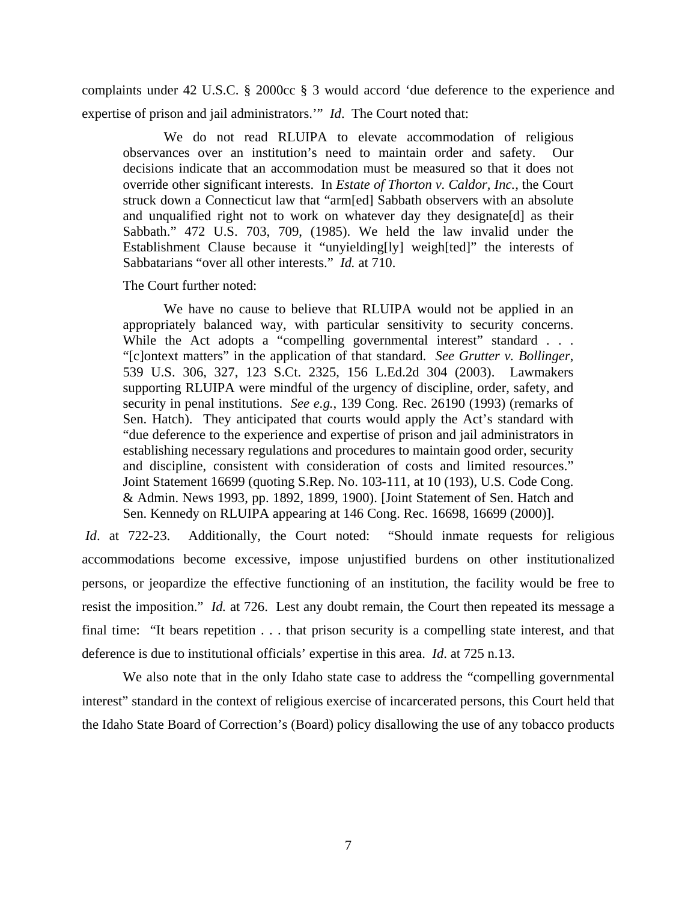complaints under 42 U.S.C. § 2000cc § 3 would accord 'due deference to the experience and expertise of prison and jail administrators.'" *Id*. The Court noted that:

> We do not read RLUIPA to elevate accommodation of religious observances over an institution's need to maintain order and safety. Our decisions indicate that an accommodation must be measured so that it does not override other significant interests. In *Estate of Thorton v. Caldor, Inc.,* the Court struck down a Connecticut law that "arm[ed] Sabbath observers with an absolute and unqualified right not to work on whatever day they designate[d] as their Sabbath." 472 U.S. 703, 709, (1985). We held the law invalid under the Establishment Clause because it "unyielding[ly] weigh[ted]" the interests of Sabbatarians "over all other interests." *Id.* at 710.

The Court further noted:

> We have no cause to believe that RLUIPA would not be applied in an appropriately balanced way, with particular sensitivity to security concerns. While the Act adopts a "compelling governmental interest" standard . . . "[c]ontext matters" in the application of that standard. *See Grutter v. Bollinger*, 539 U.S. 306, 327, 123 S.Ct. 2325, 156 L.Ed.2d 304 (2003). Lawmakers supporting RLUIPA were mindful of the urgency of discipline, order, safety, and security in penal institutions. *See e.g.*, 139 Cong. Rec. 26190 (1993) (remarks of Sen. Hatch). They anticipated that courts would apply the Act's standard with "due deference to the experience and expertise of prison and jail administrators in establishing necessary regulations and procedures to maintain good order, security and discipline, consistent with consideration of costs and limited resources." Joint Statement 16699 (quoting S.Rep. No. 103-111, at 10 (193), U.S. Code Cong. & Admin. News 1993, pp. 1892, 1899, 1900). [Joint Statement of Sen. Hatch and Sen. Kennedy on RLUIPA appearing at 146 Cong. Rec. 16698, 16699 (2000)].

*Id*. at 722-23. Additionally, the Court noted: "Should inmate requests for religious accommodations become excessive, impose unjustified burdens on other institutionalized persons, or jeopardize the effective functioning of an institution, the facility would be free to resist the imposition." *Id.* at 726. Lest any doubt remain, the Court then repeated its message a final time: "It bears repetition . . . that prison security is a compelling state interest, and that deference is due to institutional officials' expertise in this area. *Id*. at 725 n.13.

We also note that in the only Idaho state case to address the "compelling governmental interest" standard in the context of religious exercise of incarcerated persons, this Court held that the Idaho State Board of Correction's (Board) policy disallowing the use of any tobacco products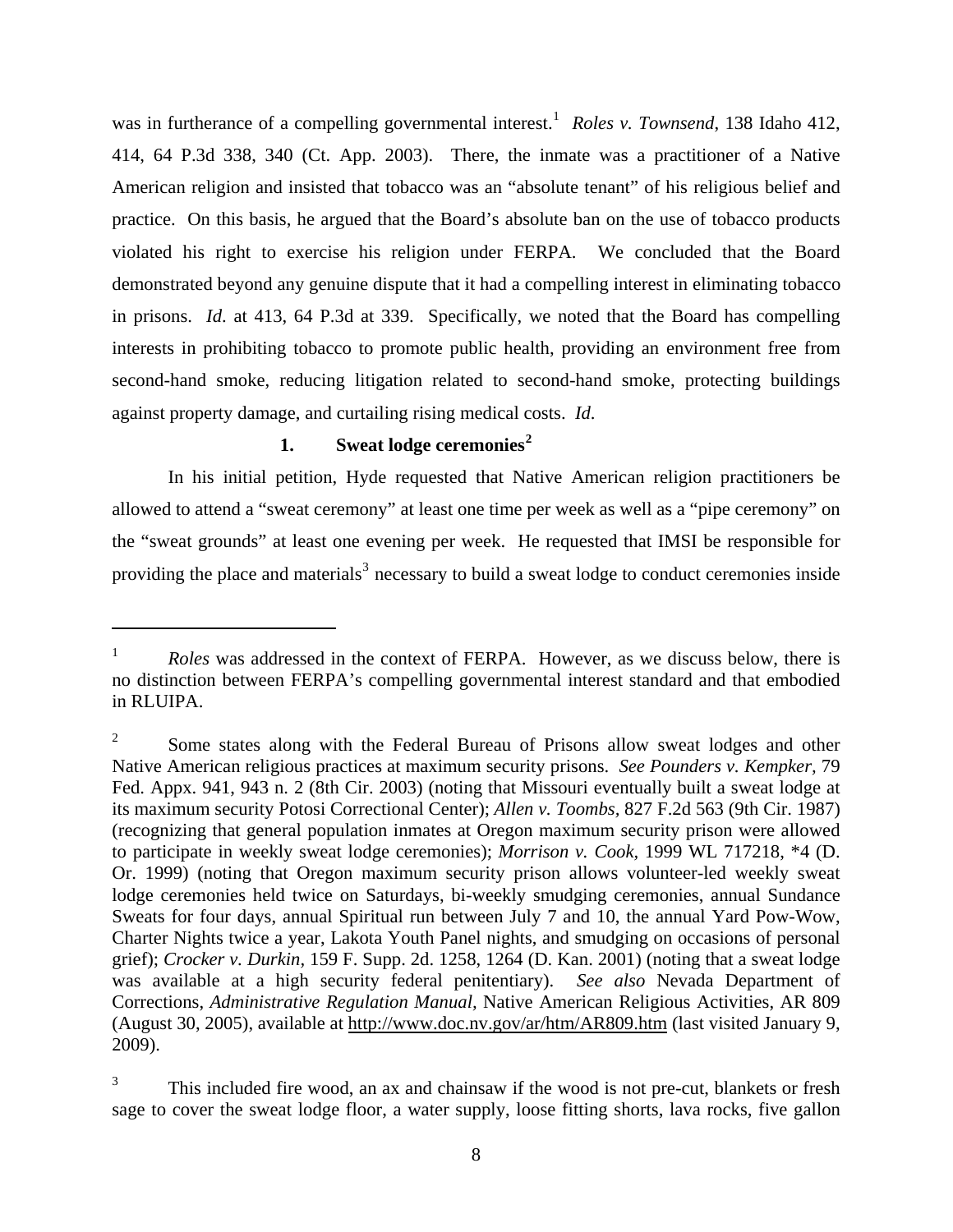was in furtherance of a compelling governmental interest.[1] *Roles v. Townsend*, 138 Idaho 412, 414, 64 P.3d 338, 340 (Ct. App. 2003). There, the inmate was a practitioner of a Native American religion and insisted that tobacco was an "absolute tenant" of his religious belief and practice. On this basis, he argued that the Board's absolute ban on the use of tobacco products violated his right to exercise his religion under FERPA. We concluded that the Board demonstrated beyond any genuine dispute that it had a compelling interest in eliminating tobacco in prisons. *Id.* at 413, 64 P.3d at 339. Specifically, we noted that the Board has compelling interests in prohibiting tobacco to promote public health, providing an environment free from second-hand smoke, reducing litigation related to second-hand smoke, protecting buildings against property damage, and curtailing rising medical costs. *Id*.

**1. Sweat lodge ceremonies[2]**

In his initial petition, Hyde requested that Native American religion practitioners be allowed to attend a "sweat ceremony" at least one time per week as well as a "pipe ceremony" on the "sweat grounds" at least one evening per week. He requested that IMSI be responsible for providing the place and materials[3] necessary to build a sweat lodge to conduct ceremonies inside

---

[1] *Roles* was addressed in the context of FERPA. However, as we discuss below, there is no distinction between FERPA's compelling governmental interest standard and that embodied in RLUIPA.

[2] Some states along with the Federal Bureau of Prisons allow sweat lodges and other Native American religious practices at maximum security prisons. *See Pounders v. Kempker*, 79 Fed. Appx. 941, 943 n. 2 (8th Cir. 2003) (noting that Missouri eventually built a sweat lodge at its maximum security Potosi Correctional Center); *Allen v. Toombs*, 827 F.2d 563 (9th Cir. 1987) (recognizing that general population inmates at Oregon maximum security prison were allowed to participate in weekly sweat lodge ceremonies); *Morrison v. Cook*, 1999 WL 717218, \*4 (D. Or. 1999) (noting that Oregon maximum security prison allows volunteer-led weekly sweat lodge ceremonies held twice on Saturdays, bi-weekly smudging ceremonies, annual Sundance Sweats for four days, annual Spiritual run between July 7 and 10, the annual Yard Pow-Wow, Charter Nights twice a year, Lakota Youth Panel nights, and smudging on occasions of personal grief); *Crocker v. Durkin*, 159 F. Supp. 2d. 1258, 1264 (D. Kan. 2001) (noting that a sweat lodge was available at a high security federal penitentiary). *See also* Nevada Department of Corrections, *Administrative Regulation Manual,* Native American Religious Activities, AR 809 (August 30, 2005), available at http://www.doc.nv.gov/ar/htm/AR809.htm (last visited January 9, 2009).

[3] This included fire wood, an ax and chainsaw if the wood is not pre-cut, blankets or fresh sage to cover the sweat lodge floor, a water supply, loose fitting shorts, lava rocks, five gallon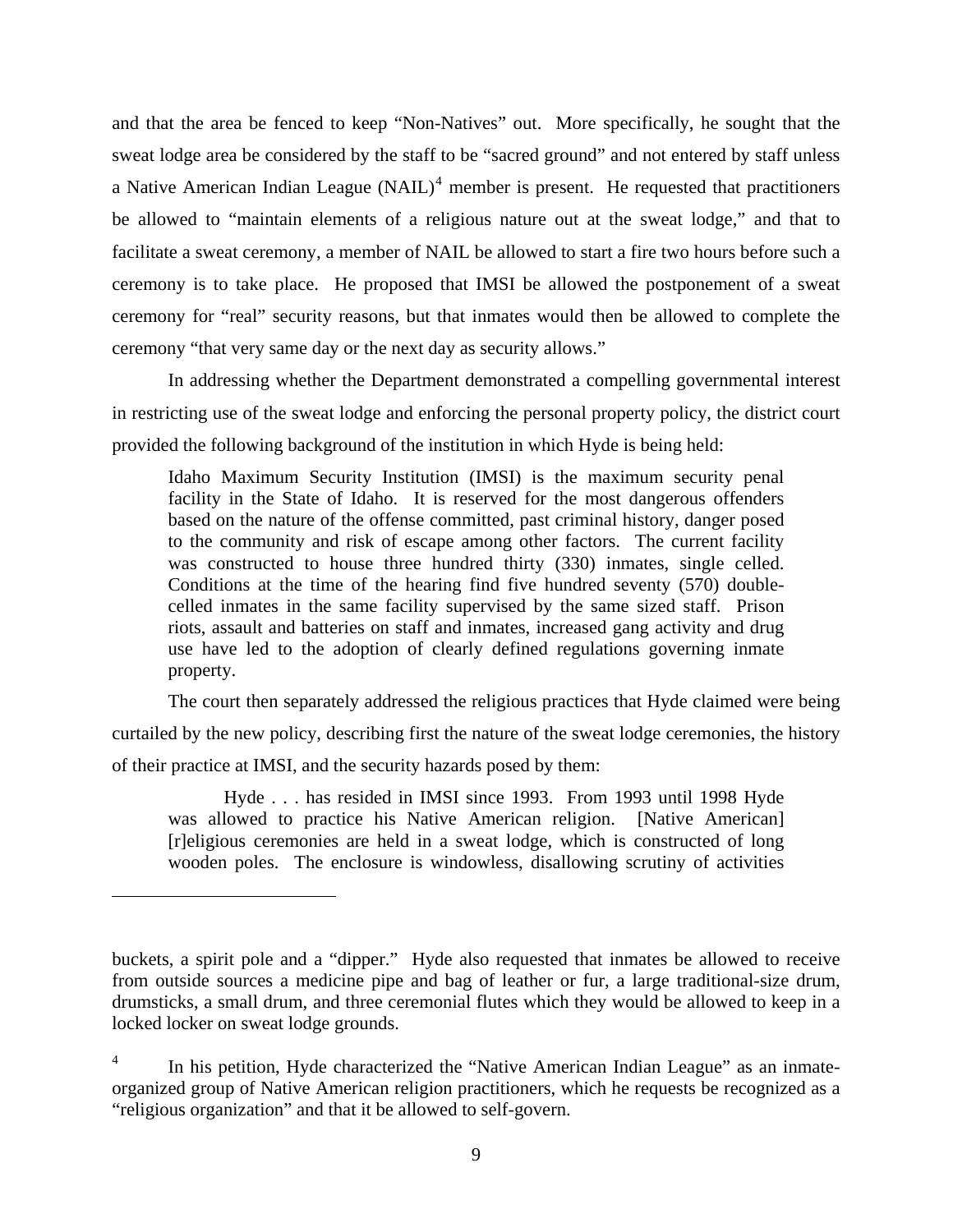and that the area be fenced to keep "Non-Natives" out. More specifically, he sought that the sweat lodge area be considered by the staff to be "sacred ground" and not entered by staff unless a Native American Indian League (NAIL)[4] member is present. He requested that practitioners be allowed to "maintain elements of a religious nature out at the sweat lodge," and that to facilitate a sweat ceremony, a member of NAIL be allowed to start a fire two hours before such a ceremony is to take place. He proposed that IMSI be allowed the postponement of a sweat ceremony for "real" security reasons, but that inmates would then be allowed to complete the ceremony "that very same day or the next day as security allows."

In addressing whether the Department demonstrated a compelling governmental interest in restricting use of the sweat lodge and enforcing the personal property policy, the district court provided the following background of the institution in which Hyde is being held:

> Idaho Maximum Security Institution (IMSI) is the maximum security penal facility in the State of Idaho. It is reserved for the most dangerous offenders based on the nature of the offense committed, past criminal history, danger posed to the community and risk of escape among other factors. The current facility was constructed to house three hundred thirty (330) inmates, single celled. Conditions at the time of the hearing find five hundred seventy (570) double-celled inmates in the same facility supervised by the same sized staff. Prison riots, assault and batteries on staff and inmates, increased gang activity and drug use have led to the adoption of clearly defined regulations governing inmate property.

The court then separately addressed the religious practices that Hyde claimed were being curtailed by the new policy, describing first the nature of the sweat lodge ceremonies, the history of their practice at IMSI, and the security hazards posed by them:

> Hyde . . . has resided in IMSI since 1993. From 1993 until 1998 Hyde was allowed to practice his Native American religion. [Native American] [r]eligious ceremonies are held in a sweat lodge, which is constructed of long wooden poles. The enclosure is windowless, disallowing scrutiny of activities

---

buckets, a spirit pole and a "dipper." Hyde also requested that inmates be allowed to receive from outside sources a medicine pipe and bag of leather or fur, a large traditional-size drum, drumsticks, a small drum, and three ceremonial flutes which they would be allowed to keep in a locked locker on sweat lodge grounds.

[4] In his petition, Hyde characterized the "Native American Indian League" as an inmate-organized group of Native American religion practitioners, which he requests be recognized as a "religious organization" and that it be allowed to self-govern.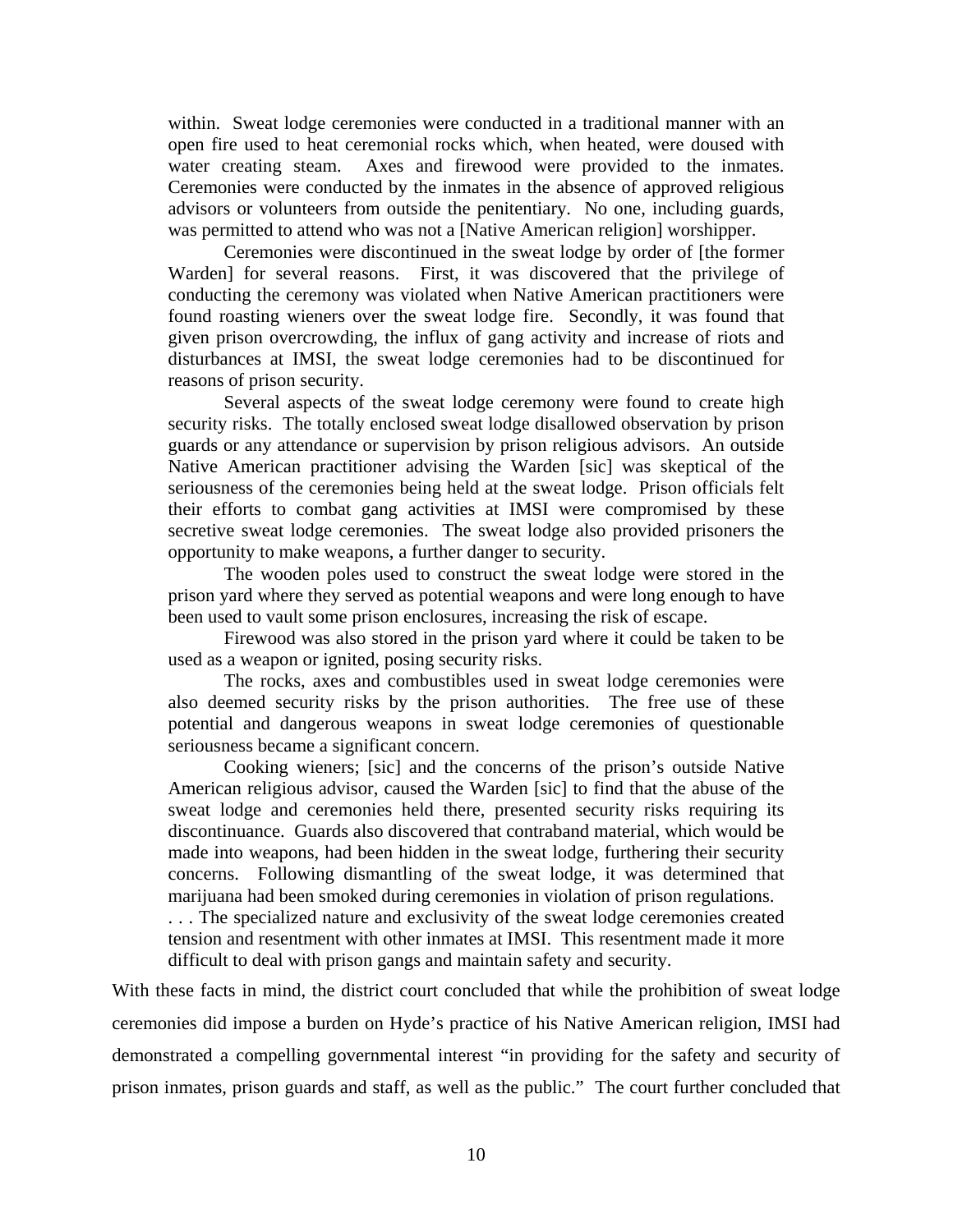> within. Sweat lodge ceremonies were conducted in a traditional manner with an open fire used to heat ceremonial rocks which, when heated, were doused with water creating steam. Axes and firewood were provided to the inmates. Ceremonies were conducted by the inmates in the absence of approved religious advisors or volunteers from outside the penitentiary. No one, including guards, was permitted to attend who was not a [Native American religion] worshipper.
>
> Ceremonies were discontinued in the sweat lodge by order of [the former Warden] for several reasons. First, it was discovered that the privilege of conducting the ceremony was violated when Native American practitioners were found roasting wieners over the sweat lodge fire. Secondly, it was found that given prison overcrowding, the influx of gang activity and increase of riots and disturbances at IMSI, the sweat lodge ceremonies had to be discontinued for reasons of prison security.
>
> Several aspects of the sweat lodge ceremony were found to create high security risks. The totally enclosed sweat lodge disallowed observation by prison guards or any attendance or supervision by prison religious advisors. An outside Native American practitioner advising the Warden [sic] was skeptical of the seriousness of the ceremonies being held at the sweat lodge. Prison officials felt their efforts to combat gang activities at IMSI were compromised by these secretive sweat lodge ceremonies. The sweat lodge also provided prisoners the opportunity to make weapons, a further danger to security.
>
> The wooden poles used to construct the sweat lodge were stored in the prison yard where they served as potential weapons and were long enough to have been used to vault some prison enclosures, increasing the risk of escape.
>
> Firewood was also stored in the prison yard where it could be taken to be used as a weapon or ignited, posing security risks.
>
> The rocks, axes and combustibles used in sweat lodge ceremonies were also deemed security risks by the prison authorities. The free use of these potential and dangerous weapons in sweat lodge ceremonies of questionable seriousness became a significant concern.
>
> Cooking wieners; [sic] and the concerns of the prison's outside Native American religious advisor, caused the Warden [sic] to find that the abuse of the sweat lodge and ceremonies held there, presented security risks requiring its discontinuance. Guards also discovered that contraband material, which would be made into weapons, had been hidden in the sweat lodge, furthering their security concerns. Following dismantling of the sweat lodge, it was determined that marijuana had been smoked during ceremonies in violation of prison regulations.
> . . . The specialized nature and exclusivity of the sweat lodge ceremonies created tension and resentment with other inmates at IMSI. This resentment made it more difficult to deal with prison gangs and maintain safety and security.

With these facts in mind, the district court concluded that while the prohibition of sweat lodge ceremonies did impose a burden on Hyde's practice of his Native American religion, IMSI had demonstrated a compelling governmental interest "in providing for the safety and security of prison inmates, prison guards and staff, as well as the public." The court further concluded that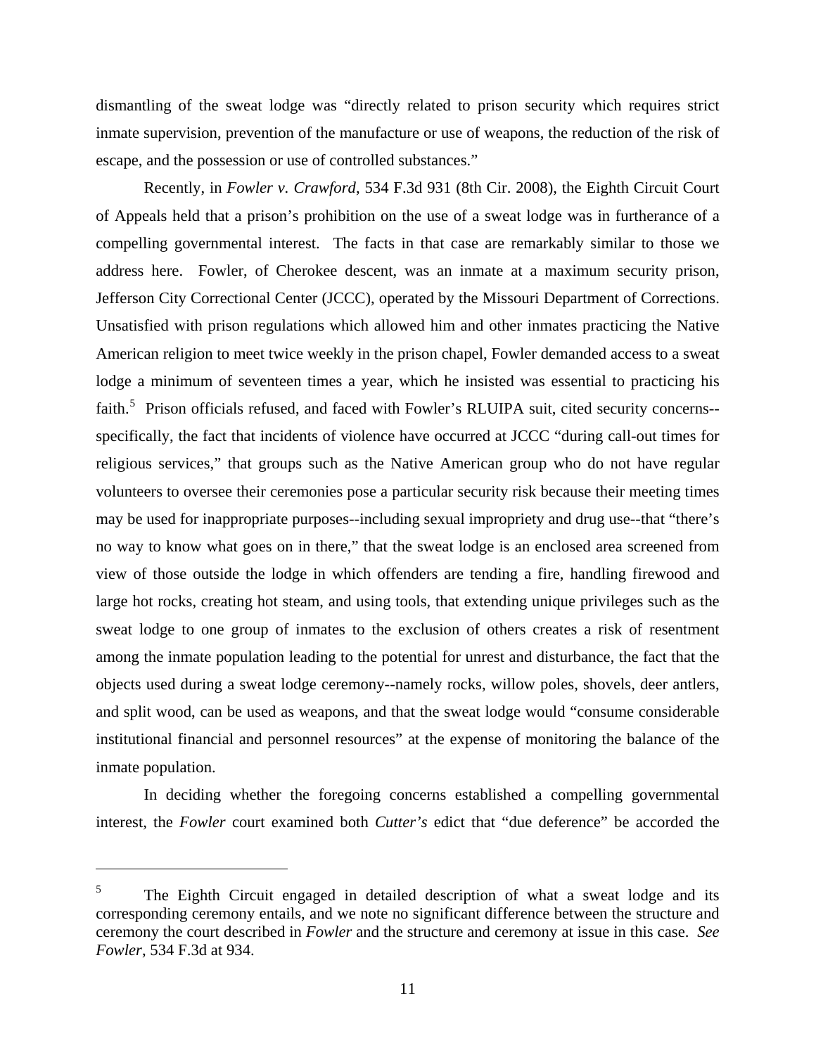dismantling of the sweat lodge was "directly related to prison security which requires strict inmate supervision, prevention of the manufacture or use of weapons, the reduction of the risk of escape, and the possession or use of controlled substances."

Recently, in *Fowler v. Crawford*, 534 F.3d 931 (8th Cir. 2008), the Eighth Circuit Court of Appeals held that a prison's prohibition on the use of a sweat lodge was in furtherance of a compelling governmental interest. The facts in that case are remarkably similar to those we address here. Fowler, of Cherokee descent, was an inmate at a maximum security prison, Jefferson City Correctional Center (JCCC), operated by the Missouri Department of Corrections. Unsatisfied with prison regulations which allowed him and other inmates practicing the Native American religion to meet twice weekly in the prison chapel, Fowler demanded access to a sweat lodge a minimum of seventeen times a year, which he insisted was essential to practicing his faith.[5] Prison officials refused, and faced with Fowler's RLUIPA suit, cited security concerns--specifically, the fact that incidents of violence have occurred at JCCC "during call-out times for religious services," that groups such as the Native American group who do not have regular volunteers to oversee their ceremonies pose a particular security risk because their meeting times may be used for inappropriate purposes--including sexual impropriety and drug use--that "there's no way to know what goes on in there," that the sweat lodge is an enclosed area screened from view of those outside the lodge in which offenders are tending a fire, handling firewood and large hot rocks, creating hot steam, and using tools, that extending unique privileges such as the sweat lodge to one group of inmates to the exclusion of others creates a risk of resentment among the inmate population leading to the potential for unrest and disturbance, the fact that the objects used during a sweat lodge ceremony--namely rocks, willow poles, shovels, deer antlers, and split wood, can be used as weapons, and that the sweat lodge would "consume considerable institutional financial and personnel resources" at the expense of monitoring the balance of the inmate population.

In deciding whether the foregoing concerns established a compelling governmental interest, the *Fowler* court examined both *Cutter's* edict that "due deference" be accorded the

---

[5] The Eighth Circuit engaged in detailed description of what a sweat lodge and its corresponding ceremony entails, and we note no significant difference between the structure and ceremony the court described in *Fowler* and the structure and ceremony at issue in this case. *See Fowler*, 534 F.3d at 934.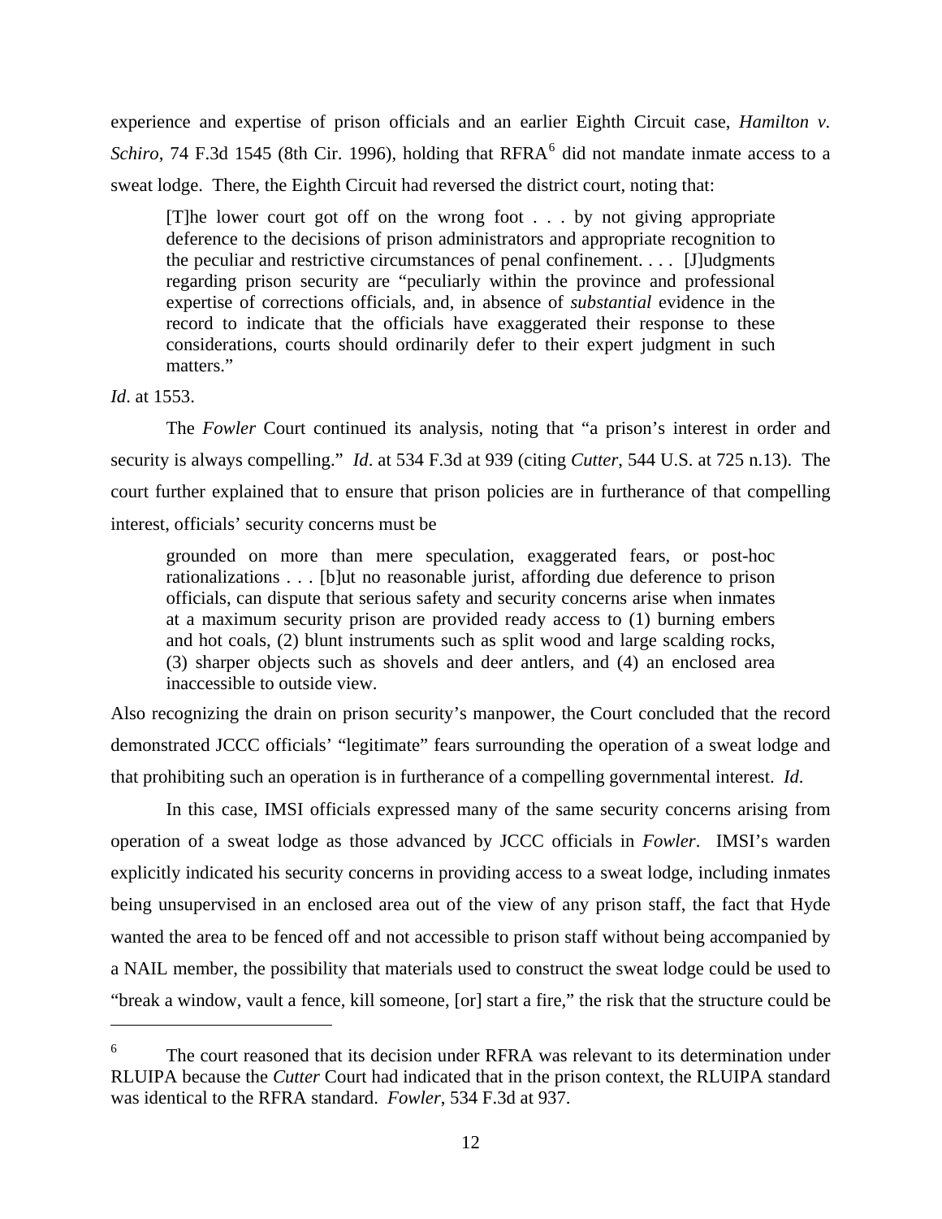experience and expertise of prison officials and an earlier Eighth Circuit case, *Hamilton v. Schiro*, 74 F.3d 1545 (8th Cir. 1996), holding that RFRA[6] did not mandate inmate access to a sweat lodge. There, the Eighth Circuit had reversed the district court, noting that:

> [T]he lower court got off on the wrong foot . . . by not giving appropriate deference to the decisions of prison administrators and appropriate recognition to the peculiar and restrictive circumstances of penal confinement. . . . [J]udgments regarding prison security are "peculiarly within the province and professional expertise of corrections officials, and, in absence of *substantial* evidence in the record to indicate that the officials have exaggerated their response to these considerations, courts should ordinarily defer to their expert judgment in such matters."

*Id*. at 1553.

The *Fowler* Court continued its analysis, noting that "a prison's interest in order and security is always compelling." *Id*. at 534 F.3d at 939 (citing *Cutter*, 544 U.S. at 725 n.13). The court further explained that to ensure that prison policies are in furtherance of that compelling interest, officials' security concerns must be

> grounded on more than mere speculation, exaggerated fears, or post-hoc rationalizations . . . [b]ut no reasonable jurist, affording due deference to prison officials, can dispute that serious safety and security concerns arise when inmates at a maximum security prison are provided ready access to (1) burning embers and hot coals, (2) blunt instruments such as split wood and large scalding rocks, (3) sharper objects such as shovels and deer antlers, and (4) an enclosed area inaccessible to outside view.

Also recognizing the drain on prison security's manpower, the Court concluded that the record demonstrated JCCC officials' "legitimate" fears surrounding the operation of a sweat lodge and that prohibiting such an operation is in furtherance of a compelling governmental interest. *Id*.

In this case, IMSI officials expressed many of the same security concerns arising from operation of a sweat lodge as those advanced by JCCC officials in *Fowler*. IMSI's warden explicitly indicated his security concerns in providing access to a sweat lodge, including inmates being unsupervised in an enclosed area out of the view of any prison staff, the fact that Hyde wanted the area to be fenced off and not accessible to prison staff without being accompanied by a NAIL member, the possibility that materials used to construct the sweat lodge could be used to "break a window, vault a fence, kill someone, [or] start a fire," the risk that the structure could be

---

[6] The court reasoned that its decision under RFRA was relevant to its determination under RLUIPA because the *Cutter* Court had indicated that in the prison context, the RLUIPA standard was identical to the RFRA standard. *Fowler*, 534 F.3d at 937.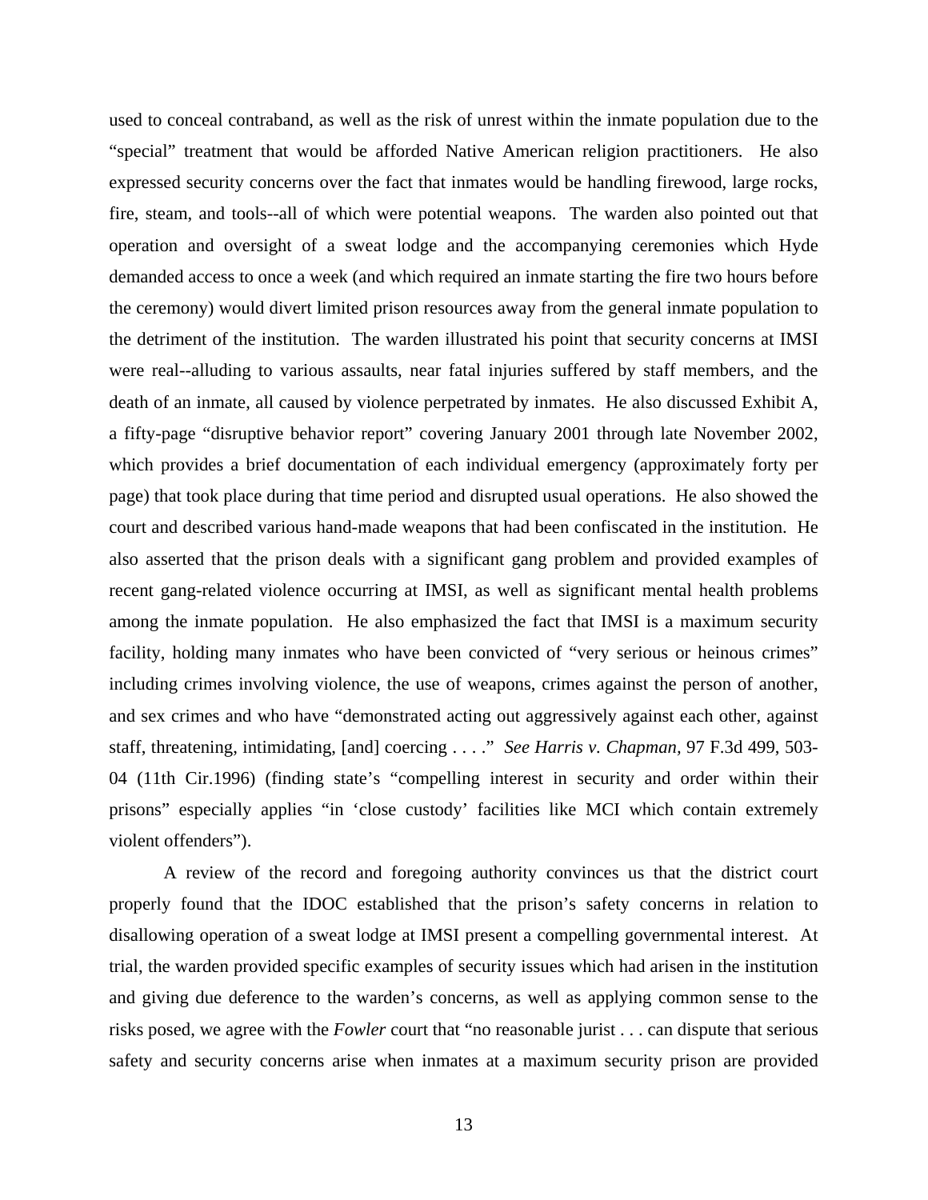used to conceal contraband, as well as the risk of unrest within the inmate population due to the "special" treatment that would be afforded Native American religion practitioners. He also expressed security concerns over the fact that inmates would be handling firewood, large rocks, fire, steam, and tools--all of which were potential weapons. The warden also pointed out that operation and oversight of a sweat lodge and the accompanying ceremonies which Hyde demanded access to once a week (and which required an inmate starting the fire two hours before the ceremony) would divert limited prison resources away from the general inmate population to the detriment of the institution. The warden illustrated his point that security concerns at IMSI were real--alluding to various assaults, near fatal injuries suffered by staff members, and the death of an inmate, all caused by violence perpetrated by inmates. He also discussed Exhibit A, a fifty-page "disruptive behavior report" covering January 2001 through late November 2002, which provides a brief documentation of each individual emergency (approximately forty per page) that took place during that time period and disrupted usual operations. He also showed the court and described various hand-made weapons that had been confiscated in the institution. He also asserted that the prison deals with a significant gang problem and provided examples of recent gang-related violence occurring at IMSI, as well as significant mental health problems among the inmate population. He also emphasized the fact that IMSI is a maximum security facility, holding many inmates who have been convicted of "very serious or heinous crimes" including crimes involving violence, the use of weapons, crimes against the person of another, and sex crimes and who have "demonstrated acting out aggressively against each other, against staff, threatening, intimidating, [and] coercing . . . ." *See Harris v. Chapman,* 97 F.3d 499, 503-04 (11th Cir.1996) (finding state's "compelling interest in security and order within their prisons" especially applies "in 'close custody' facilities like MCI which contain extremely violent offenders").

A review of the record and foregoing authority convinces us that the district court properly found that the IDOC established that the prison's safety concerns in relation to disallowing operation of a sweat lodge at IMSI present a compelling governmental interest. At trial, the warden provided specific examples of security issues which had arisen in the institution and giving due deference to the warden's concerns, as well as applying common sense to the risks posed, we agree with the *Fowler* court that "no reasonable jurist . . . can dispute that serious safety and security concerns arise when inmates at a maximum security prison are provided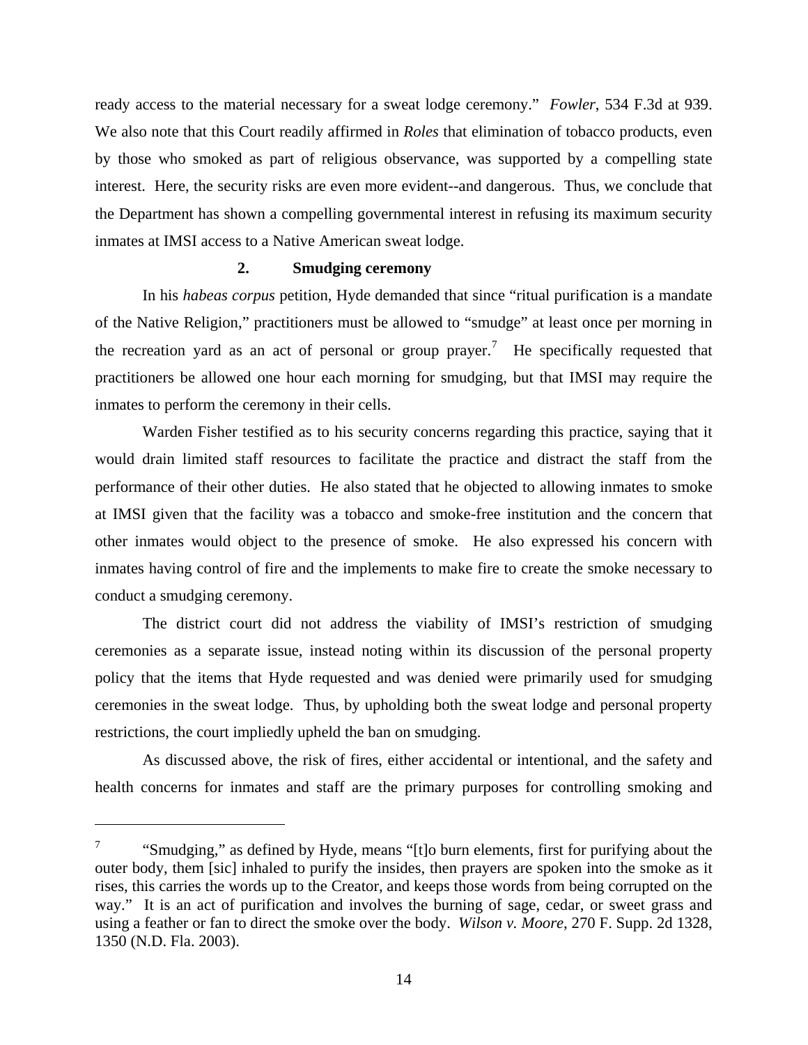ready access to the material necessary for a sweat lodge ceremony." *Fowler*, 534 F.3d at 939. We also note that this Court readily affirmed in *Roles* that elimination of tobacco products, even by those who smoked as part of religious observance, was supported by a compelling state interest. Here, the security risks are even more evident--and dangerous. Thus, we conclude that the Department has shown a compelling governmental interest in refusing its maximum security inmates at IMSI access to a Native American sweat lodge.

### 2. Smudging ceremony

In his *habeas corpus* petition, Hyde demanded that since "ritual purification is a mandate of the Native Religion," practitioners must be allowed to "smudge" at least once per morning in the recreation yard as an act of personal or group prayer.[7] He specifically requested that practitioners be allowed one hour each morning for smudging, but that IMSI may require the inmates to perform the ceremony in their cells.

Warden Fisher testified as to his security concerns regarding this practice, saying that it would drain limited staff resources to facilitate the practice and distract the staff from the performance of their other duties. He also stated that he objected to allowing inmates to smoke at IMSI given that the facility was a tobacco and smoke-free institution and the concern that other inmates would object to the presence of smoke. He also expressed his concern with inmates having control of fire and the implements to make fire to create the smoke necessary to conduct a smudging ceremony.

The district court did not address the viability of IMSI's restriction of smudging ceremonies as a separate issue, instead noting within its discussion of the personal property policy that the items that Hyde requested and was denied were primarily used for smudging ceremonies in the sweat lodge. Thus, by upholding both the sweat lodge and personal property restrictions, the court impliedly upheld the ban on smudging.

As discussed above, the risk of fires, either accidental or intentional, and the safety and health concerns for inmates and staff are the primary purposes for controlling smoking and

---

[7] "Smudging," as defined by Hyde, means "[t]o burn elements, first for purifying about the outer body, them [sic] inhaled to purify the insides, then prayers are spoken into the smoke as it rises, this carries the words up to the Creator, and keeps those words from being corrupted on the way." It is an act of purification and involves the burning of sage, cedar, or sweet grass and using a feather or fan to direct the smoke over the body. *Wilson v. Moore*, 270 F. Supp. 2d 1328, 1350 (N.D. Fla. 2003).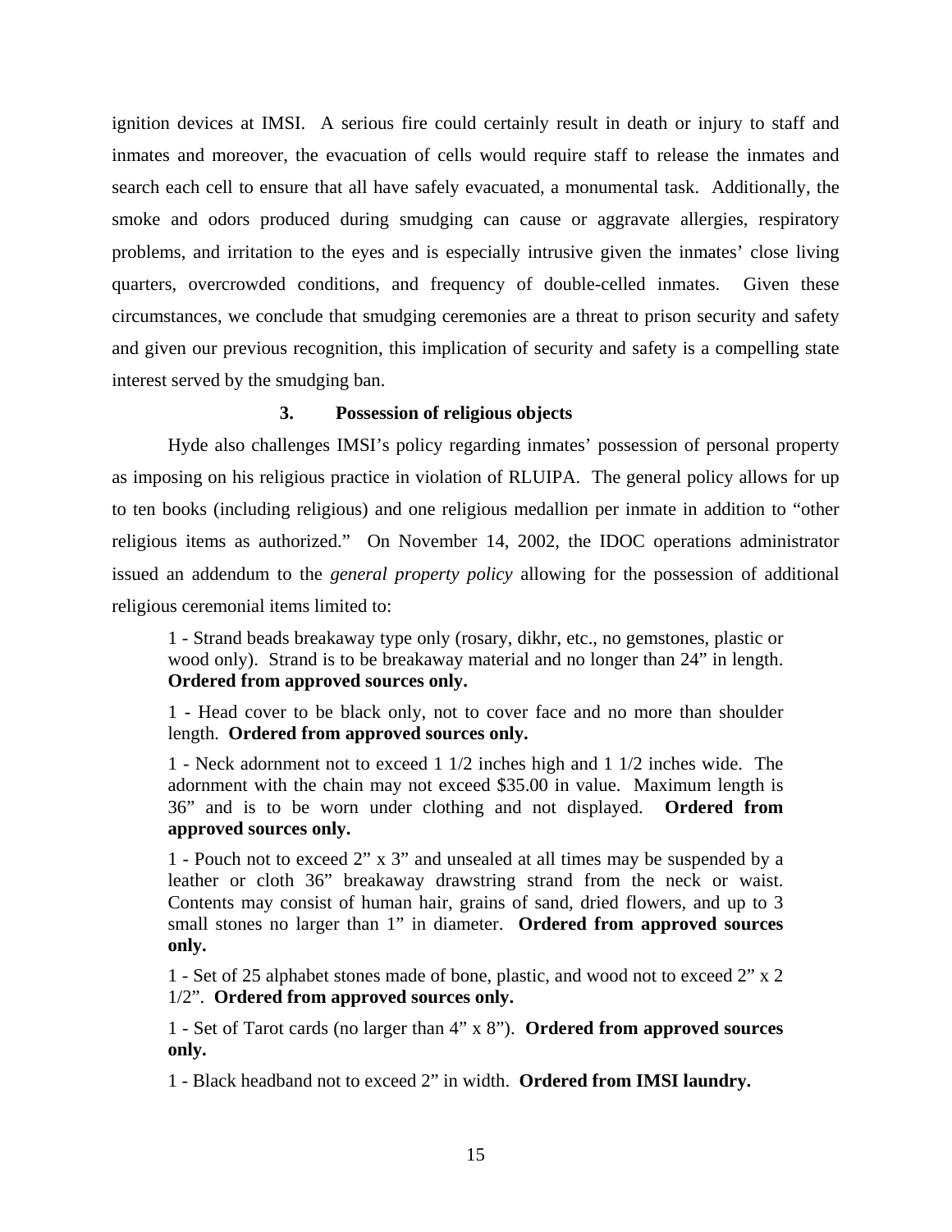ignition devices at IMSI. A serious fire could certainly result in death or injury to staff and inmates and moreover, the evacuation of cells would require staff to release the inmates and search each cell to ensure that all have safely evacuated, a monumental task. Additionally, the smoke and odors produced during smudging can cause or aggravate allergies, respiratory problems, and irritation to the eyes and is especially intrusive given the inmates' close living quarters, overcrowded conditions, and frequency of double-celled inmates. Given these circumstances, we conclude that smudging ceremonies are a threat to prison security and safety and given our previous recognition, this implication of security and safety is a compelling state interest served by the smudging ban.

### 3. Possession of religious objects

Hyde also challenges IMSI's policy regarding inmates' possession of personal property as imposing on his religious practice in violation of RLUIPA. The general policy allows for up to ten books (including religious) and one religious medallion per inmate in addition to "other religious items as authorized." On November 14, 2002, the IDOC operations administrator issued an addendum to the *general property policy* allowing for the possession of additional religious ceremonial items limited to:

> 1 - Strand beads breakaway type only (rosary, dikhr, etc., no gemstones, plastic or wood only). Strand is to be breakaway material and no longer than 24" in length. **Ordered from approved sources only.**
>
> 1 - Head cover to be black only, not to cover face and no more than shoulder length. **Ordered from approved sources only.**
>
> 1 - Neck adornment not to exceed 1 1/2 inches high and 1 1/2 inches wide. The adornment with the chain may not exceed $35.00 in value. Maximum length is 36" and is to be worn under clothing and not displayed. **Ordered from approved sources only.**
>
> 1 - Pouch not to exceed 2" x 3" and unsealed at all times may be suspended by a leather or cloth 36" breakaway drawstring strand from the neck or waist. Contents may consist of human hair, grains of sand, dried flowers, and up to 3 small stones no larger than 1" in diameter. **Ordered from approved sources only.**
>
> 1 - Set of 25 alphabet stones made of bone, plastic, and wood not to exceed 2" x 2 1/2". **Ordered from approved sources only.**
>
> 1 - Set of Tarot cards (no larger than 4" x 8"). **Ordered from approved sources only.**
>
> 1 - Black headband not to exceed 2" in width. **Ordered from IMSI laundry.**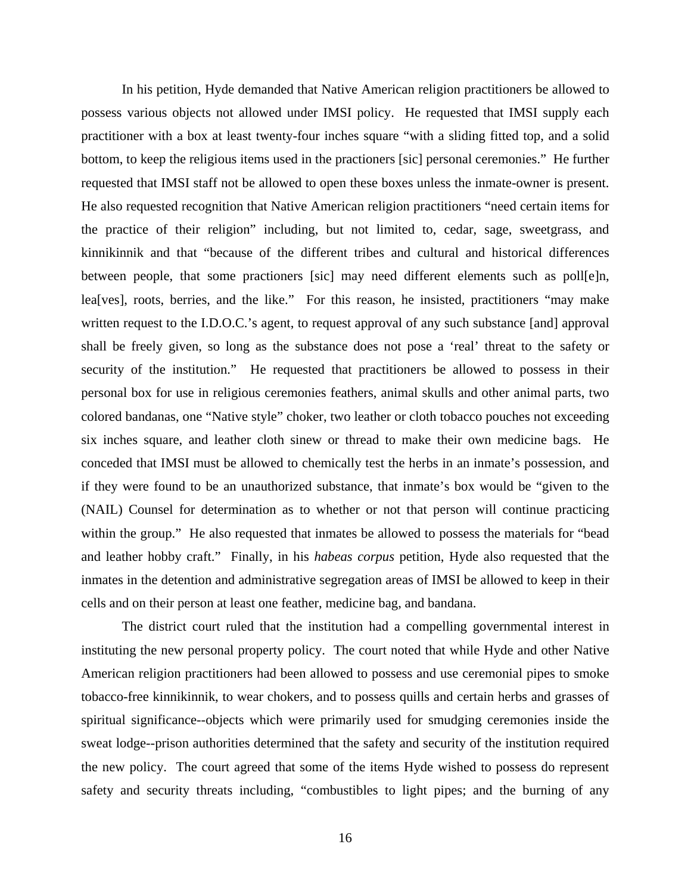In his petition, Hyde demanded that Native American religion practitioners be allowed to possess various objects not allowed under IMSI policy. He requested that IMSI supply each practitioner with a box at least twenty-four inches square "with a sliding fitted top, and a solid bottom, to keep the religious items used in the practioners [sic] personal ceremonies." He further requested that IMSI staff not be allowed to open these boxes unless the inmate-owner is present. He also requested recognition that Native American religion practitioners "need certain items for the practice of their religion" including, but not limited to, cedar, sage, sweetgrass, and kinnikinnik and that "because of the different tribes and cultural and historical differences between people, that some practioners [sic] may need different elements such as poll[e]n, lea[ves], roots, berries, and the like." For this reason, he insisted, practitioners "may make written request to the I.D.O.C.'s agent, to request approval of any such substance [and] approval shall be freely given, so long as the substance does not pose a 'real' threat to the safety or security of the institution." He requested that practitioners be allowed to possess in their personal box for use in religious ceremonies feathers, animal skulls and other animal parts, two colored bandanas, one "Native style" choker, two leather or cloth tobacco pouches not exceeding six inches square, and leather cloth sinew or thread to make their own medicine bags. He conceded that IMSI must be allowed to chemically test the herbs in an inmate's possession, and if they were found to be an unauthorized substance, that inmate's box would be "given to the (NAIL) Counsel for determination as to whether or not that person will continue practicing within the group." He also requested that inmates be allowed to possess the materials for "bead and leather hobby craft." Finally, in his *habeas corpus* petition, Hyde also requested that the inmates in the detention and administrative segregation areas of IMSI be allowed to keep in their cells and on their person at least one feather, medicine bag, and bandana.

The district court ruled that the institution had a compelling governmental interest in instituting the new personal property policy. The court noted that while Hyde and other Native American religion practitioners had been allowed to possess and use ceremonial pipes to smoke tobacco-free kinnikinnik, to wear chokers, and to possess quills and certain herbs and grasses of spiritual significance--objects which were primarily used for smudging ceremonies inside the sweat lodge--prison authorities determined that the safety and security of the institution required the new policy. The court agreed that some of the items Hyde wished to possess do represent safety and security threats including, "combustibles to light pipes; and the burning of any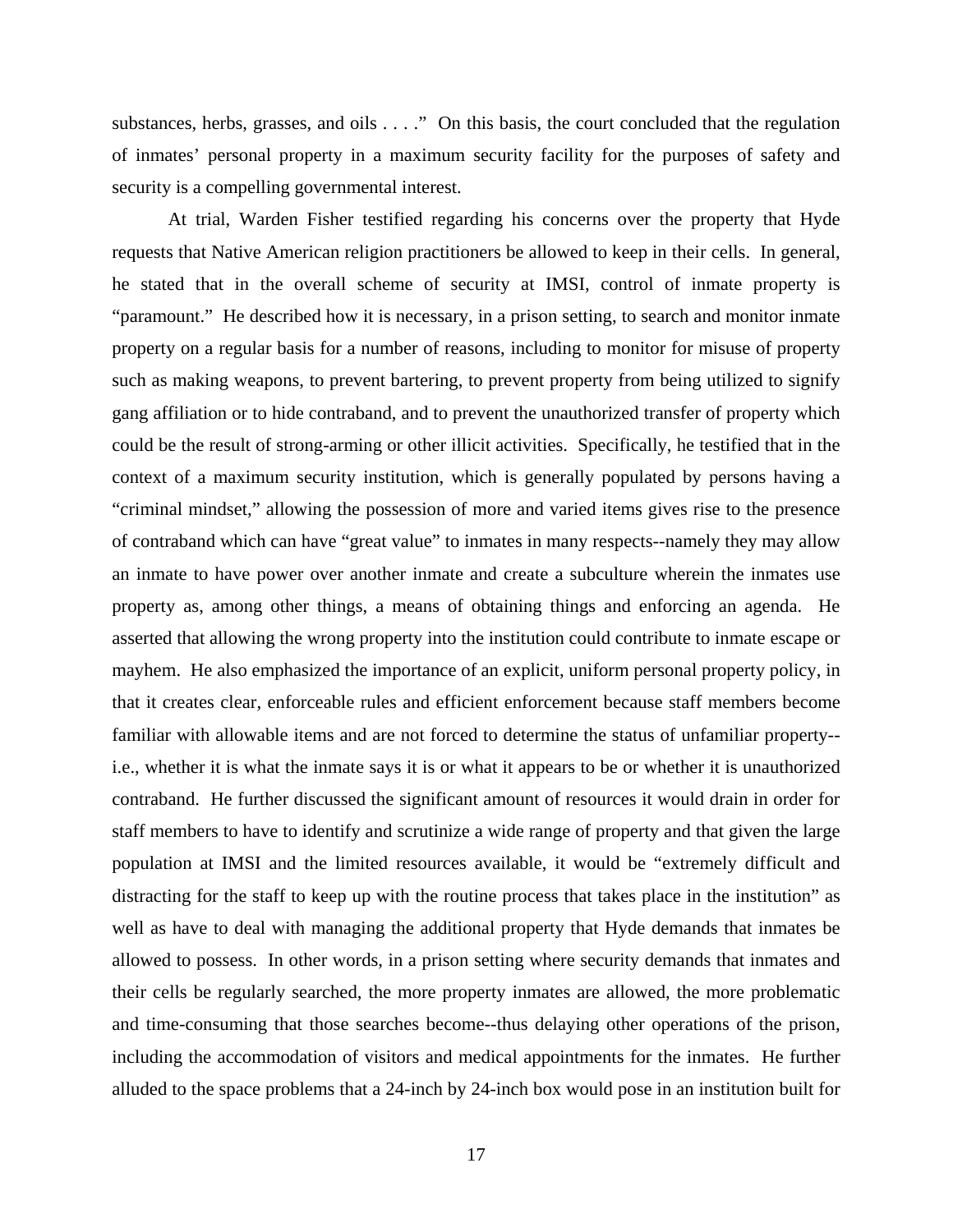substances, herbs, grasses, and oils . . . ." On this basis, the court concluded that the regulation of inmates' personal property in a maximum security facility for the purposes of safety and security is a compelling governmental interest.

At trial, Warden Fisher testified regarding his concerns over the property that Hyde requests that Native American religion practitioners be allowed to keep in their cells. In general, he stated that in the overall scheme of security at IMSI, control of inmate property is "paramount." He described how it is necessary, in a prison setting, to search and monitor inmate property on a regular basis for a number of reasons, including to monitor for misuse of property such as making weapons, to prevent bartering, to prevent property from being utilized to signify gang affiliation or to hide contraband, and to prevent the unauthorized transfer of property which could be the result of strong-arming or other illicit activities. Specifically, he testified that in the context of a maximum security institution, which is generally populated by persons having a "criminal mindset," allowing the possession of more and varied items gives rise to the presence of contraband which can have "great value" to inmates in many respects--namely they may allow an inmate to have power over another inmate and create a subculture wherein the inmates use property as, among other things, a means of obtaining things and enforcing an agenda. He asserted that allowing the wrong property into the institution could contribute to inmate escape or mayhem. He also emphasized the importance of an explicit, uniform personal property policy, in that it creates clear, enforceable rules and efficient enforcement because staff members become familiar with allowable items and are not forced to determine the status of unfamiliar property--i.e., whether it is what the inmate says it is or what it appears to be or whether it is unauthorized contraband. He further discussed the significant amount of resources it would drain in order for staff members to have to identify and scrutinize a wide range of property and that given the large population at IMSI and the limited resources available, it would be "extremely difficult and distracting for the staff to keep up with the routine process that takes place in the institution" as well as have to deal with managing the additional property that Hyde demands that inmates be allowed to possess. In other words, in a prison setting where security demands that inmates and their cells be regularly searched, the more property inmates are allowed, the more problematic and time-consuming that those searches become--thus delaying other operations of the prison, including the accommodation of visitors and medical appointments for the inmates. He further alluded to the space problems that a 24-inch by 24-inch box would pose in an institution built for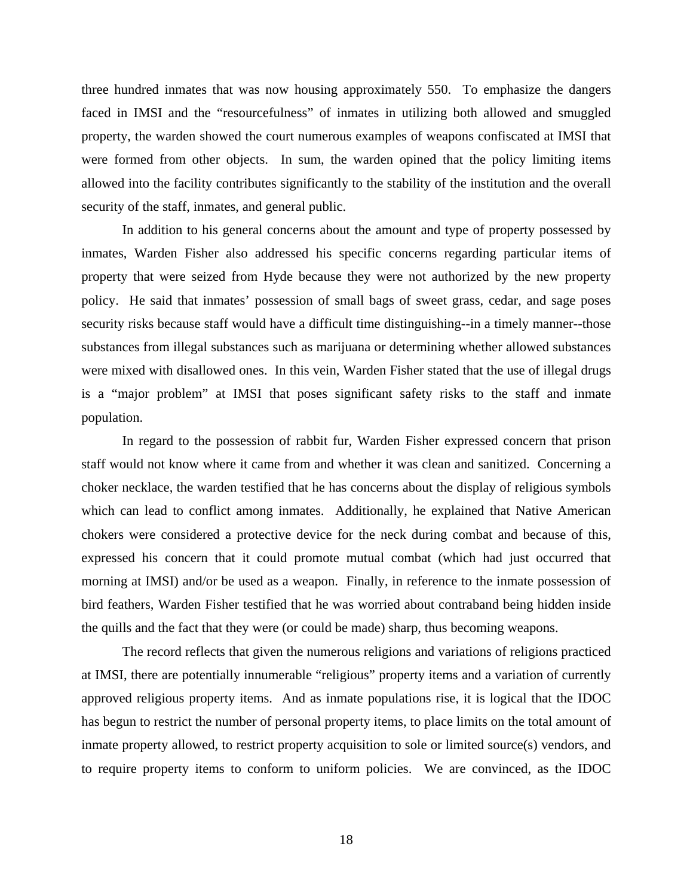three hundred inmates that was now housing approximately 550. To emphasize the dangers faced in IMSI and the "resourcefulness" of inmates in utilizing both allowed and smuggled property, the warden showed the court numerous examples of weapons confiscated at IMSI that were formed from other objects. In sum, the warden opined that the policy limiting items allowed into the facility contributes significantly to the stability of the institution and the overall security of the staff, inmates, and general public.

In addition to his general concerns about the amount and type of property possessed by inmates, Warden Fisher also addressed his specific concerns regarding particular items of property that were seized from Hyde because they were not authorized by the new property policy. He said that inmates' possession of small bags of sweet grass, cedar, and sage poses security risks because staff would have a difficult time distinguishing--in a timely manner--those substances from illegal substances such as marijuana or determining whether allowed substances were mixed with disallowed ones. In this vein, Warden Fisher stated that the use of illegal drugs is a "major problem" at IMSI that poses significant safety risks to the staff and inmate population.

In regard to the possession of rabbit fur, Warden Fisher expressed concern that prison staff would not know where it came from and whether it was clean and sanitized. Concerning a choker necklace, the warden testified that he has concerns about the display of religious symbols which can lead to conflict among inmates. Additionally, he explained that Native American chokers were considered a protective device for the neck during combat and because of this, expressed his concern that it could promote mutual combat (which had just occurred that morning at IMSI) and/or be used as a weapon. Finally, in reference to the inmate possession of bird feathers, Warden Fisher testified that he was worried about contraband being hidden inside the quills and the fact that they were (or could be made) sharp, thus becoming weapons.

The record reflects that given the numerous religions and variations of religions practiced at IMSI, there are potentially innumerable "religious" property items and a variation of currently approved religious property items. And as inmate populations rise, it is logical that the IDOC has begun to restrict the number of personal property items, to place limits on the total amount of inmate property allowed, to restrict property acquisition to sole or limited source(s) vendors, and to require property items to conform to uniform policies. We are convinced, as the IDOC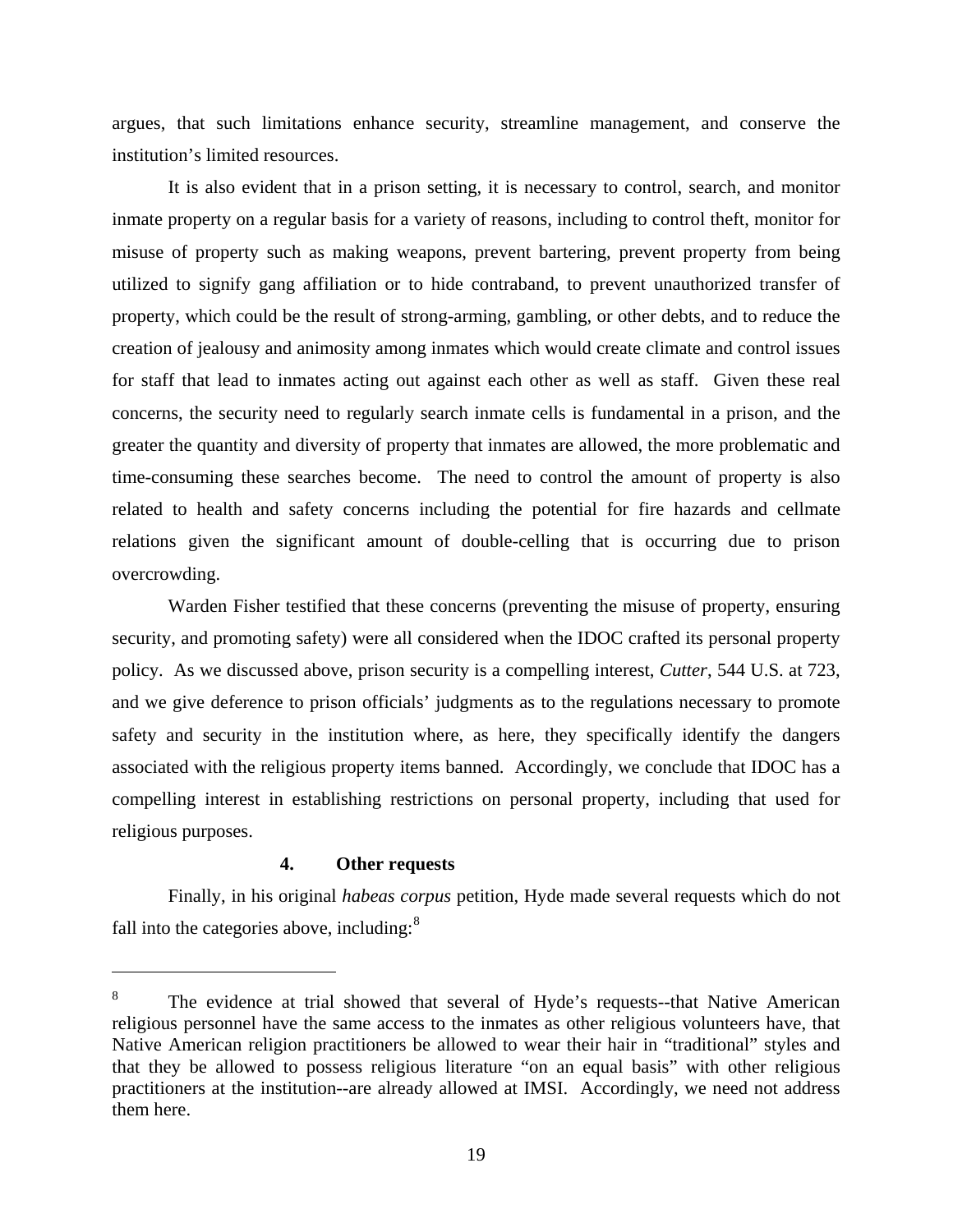argues, that such limitations enhance security, streamline management, and conserve the institution's limited resources.

It is also evident that in a prison setting, it is necessary to control, search, and monitor inmate property on a regular basis for a variety of reasons, including to control theft, monitor for misuse of property such as making weapons, prevent bartering, prevent property from being utilized to signify gang affiliation or to hide contraband, to prevent unauthorized transfer of property, which could be the result of strong-arming, gambling, or other debts, and to reduce the creation of jealousy and animosity among inmates which would create climate and control issues for staff that lead to inmates acting out against each other as well as staff. Given these real concerns, the security need to regularly search inmate cells is fundamental in a prison, and the greater the quantity and diversity of property that inmates are allowed, the more problematic and time-consuming these searches become. The need to control the amount of property is also related to health and safety concerns including the potential for fire hazards and cellmate relations given the significant amount of double-celling that is occurring due to prison overcrowding.

Warden Fisher testified that these concerns (preventing the misuse of property, ensuring security, and promoting safety) were all considered when the IDOC crafted its personal property policy. As we discussed above, prison security is a compelling interest, *Cutter*, 544 U.S. at 723, and we give deference to prison officials' judgments as to the regulations necessary to promote safety and security in the institution where, as here, they specifically identify the dangers associated with the religious property items banned. Accordingly, we conclude that IDOC has a compelling interest in establishing restrictions on personal property, including that used for religious purposes.

### 4. Other requests

Finally, in his original *habeas corpus* petition, Hyde made several requests which do not fall into the categories above, including:[8]

---

[8] The evidence at trial showed that several of Hyde's requests--that Native American religious personnel have the same access to the inmates as other religious volunteers have, that Native American religion practitioners be allowed to wear their hair in "traditional" styles and that they be allowed to possess religious literature "on an equal basis" with other religious practitioners at the institution--are already allowed at IMSI. Accordingly, we need not address them here.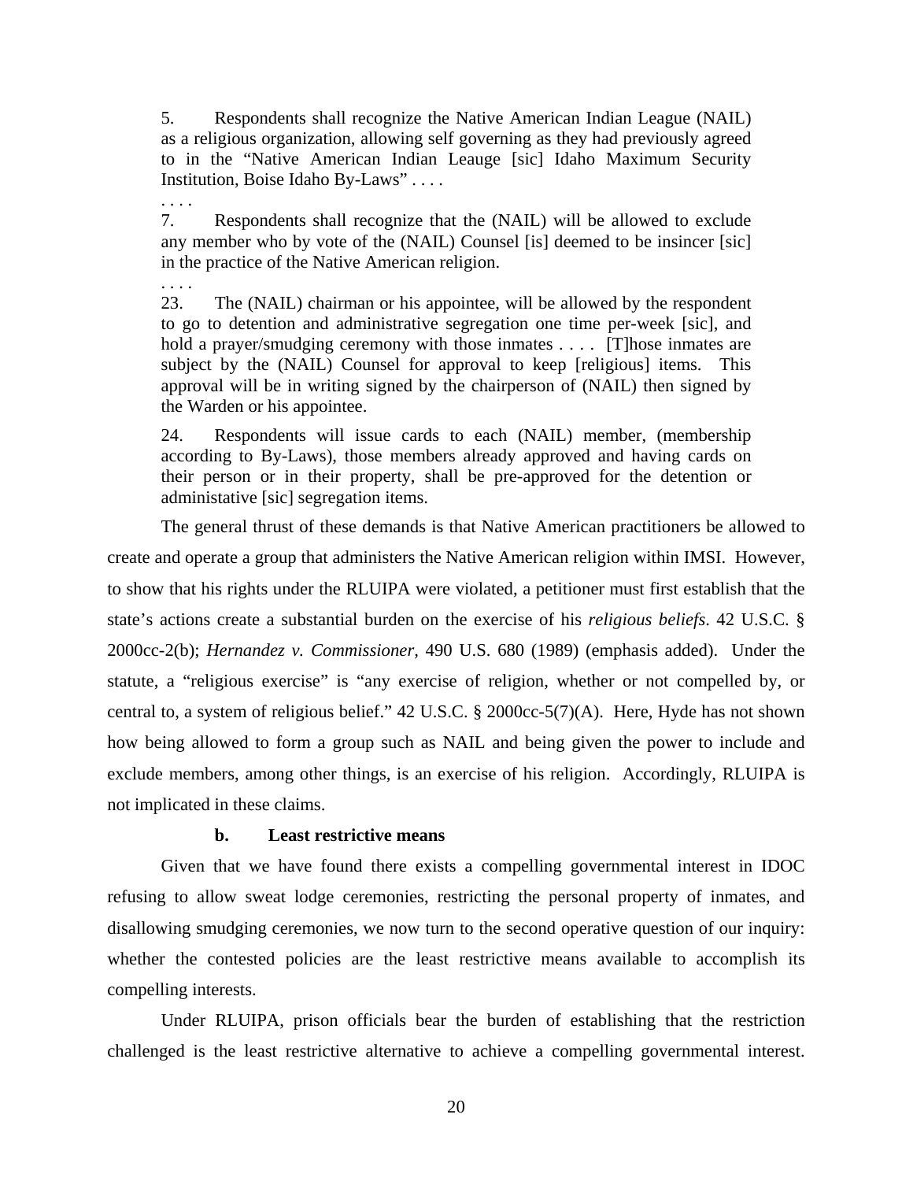> 5. Respondents shall recognize the Native American Indian League (NAIL) as a religious organization, allowing self governing as they had previously agreed to in the "Native American Indian Leauge [sic] Idaho Maximum Security Institution, Boise Idaho By-Laws" . . . .
>
> . . . .
>
> 7. Respondents shall recognize that the (NAIL) will be allowed to exclude any member who by vote of the (NAIL) Counsel [is] deemed to be insincer [sic] in the practice of the Native American religion.
>
> . . . .
>
> 23. The (NAIL) chairman or his appointee, will be allowed by the respondent to go to detention and administrative segregation one time per-week [sic], and hold a prayer/smudging ceremony with those inmates . . . . [T]hose inmates are subject by the (NAIL) Counsel for approval to keep [religious] items. This approval will be in writing signed by the chairperson of (NAIL) then signed by the Warden or his appointee.
>
> 24. Respondents will issue cards to each (NAIL) member, (membership according to By-Laws), those members already approved and having cards on their person or in their property, shall be pre-approved for the detention or administative [sic] segregation items.

The general thrust of these demands is that Native American practitioners be allowed to create and operate a group that administers the Native American religion within IMSI. However, to show that his rights under the RLUIPA were violated, a petitioner must first establish that the state's actions create a substantial burden on the exercise of his *religious beliefs*. 42 U.S.C. § 2000cc-2(b); *Hernandez v. Commissioner*, 490 U.S. 680 (1989) (emphasis added). Under the statute, a "religious exercise" is "any exercise of religion, whether or not compelled by, or central to, a system of religious belief." 42 U.S.C. § 2000cc-5(7)(A). Here, Hyde has not shown how being allowed to form a group such as NAIL and being given the power to include and exclude members, among other things, is an exercise of his religion. Accordingly, RLUIPA is not implicated in these claims.

### b. Least restrictive means

Given that we have found there exists a compelling governmental interest in IDOC refusing to allow sweat lodge ceremonies, restricting the personal property of inmates, and disallowing smudging ceremonies, we now turn to the second operative question of our inquiry: whether the contested policies are the least restrictive means available to accomplish its compelling interests.

Under RLUIPA, prison officials bear the burden of establishing that the restriction challenged is the least restrictive alternative to achieve a compelling governmental interest.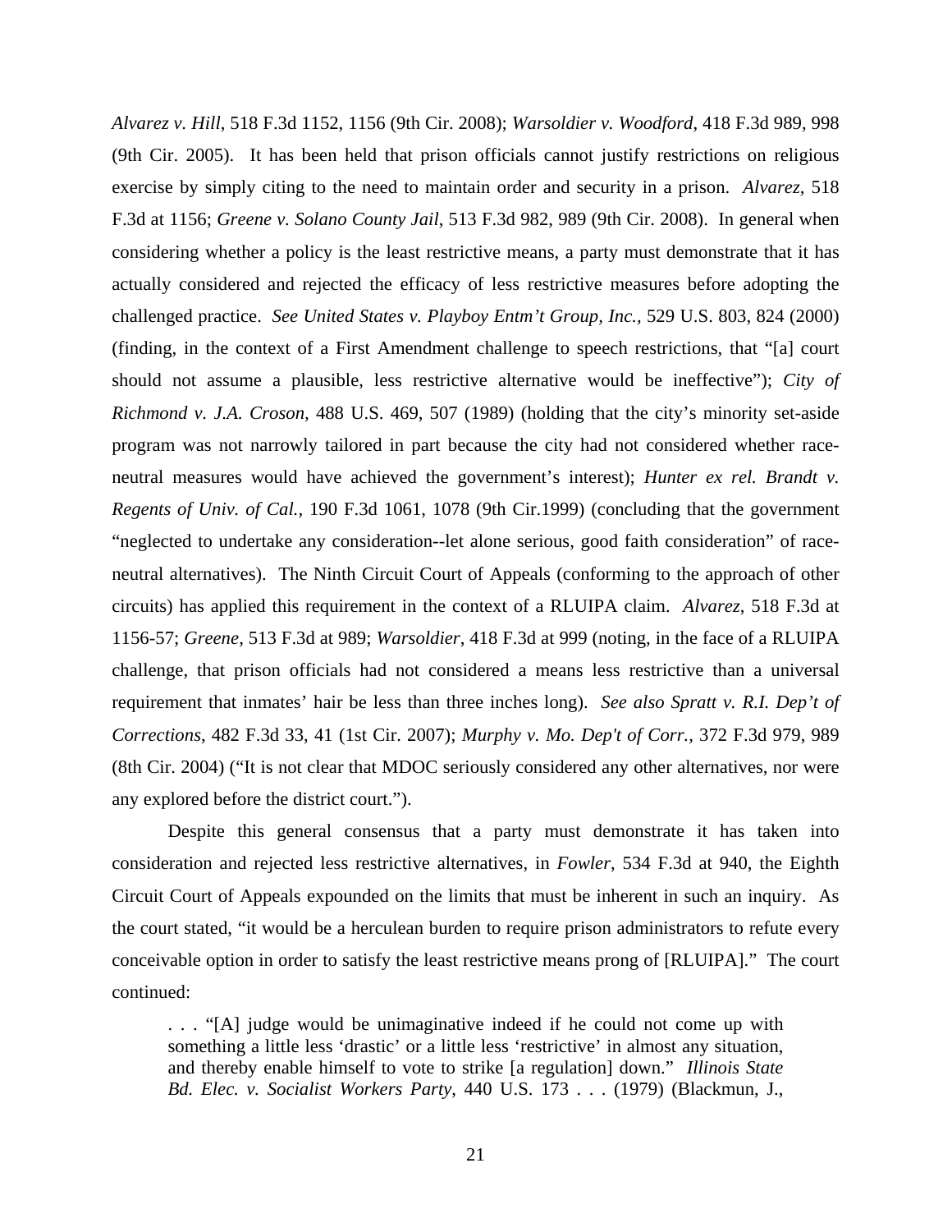*Alvarez v. Hill*, 518 F.3d 1152, 1156 (9th Cir. 2008); *Warsoldier v. Woodford*, 418 F.3d 989, 998 (9th Cir. 2005). It has been held that prison officials cannot justify restrictions on religious exercise by simply citing to the need to maintain order and security in a prison. *Alvarez*, 518 F.3d at 1156; *Greene v. Solano County Jail*, 513 F.3d 982, 989 (9th Cir. 2008). In general when considering whether a policy is the least restrictive means, a party must demonstrate that it has actually considered and rejected the efficacy of less restrictive measures before adopting the challenged practice. *See United States v. Playboy Entm't Group, Inc.,* 529 U.S. 803, 824 (2000) (finding, in the context of a First Amendment challenge to speech restrictions, that "[a] court should not assume a plausible, less restrictive alternative would be ineffective"); *City of Richmond v. J.A. Croson,* 488 U.S. 469, 507 (1989) (holding that the city's minority set-aside program was not narrowly tailored in part because the city had not considered whether race-neutral measures would have achieved the government's interest); *Hunter ex rel. Brandt v. Regents of Univ. of Cal.,* 190 F.3d 1061, 1078 (9th Cir.1999) (concluding that the government "neglected to undertake any consideration--let alone serious, good faith consideration" of race-neutral alternatives). The Ninth Circuit Court of Appeals (conforming to the approach of other circuits) has applied this requirement in the context of a RLUIPA claim. *Alvarez*, 518 F.3d at 1156-57; *Greene*, 513 F.3d at 989; *Warsoldier*, 418 F.3d at 999 (noting, in the face of a RLUIPA challenge, that prison officials had not considered a means less restrictive than a universal requirement that inmates' hair be less than three inches long). *See also Spratt v. R.I. Dep't of Corrections*, 482 F.3d 33, 41 (1st Cir. 2007); *Murphy v. Mo. Dep't of Corr.,* 372 F.3d 979, 989 (8th Cir. 2004) ("It is not clear that MDOC seriously considered any other alternatives, nor were any explored before the district court.").

Despite this general consensus that a party must demonstrate it has taken into consideration and rejected less restrictive alternatives, in *Fowler*, 534 F.3d at 940, the Eighth Circuit Court of Appeals expounded on the limits that must be inherent in such an inquiry. As the court stated, "it would be a herculean burden to require prison administrators to refute every conceivable option in order to satisfy the least restrictive means prong of [RLUIPA]." The court continued:

> . . . "[A] judge would be unimaginative indeed if he could not come up with something a little less 'drastic' or a little less 'restrictive' in almost any situation, and thereby enable himself to vote to strike [a regulation] down." *Illinois State Bd. Elec. v. Socialist Workers Party*, 440 U.S. 173 . . . (1979) (Blackmun, J.,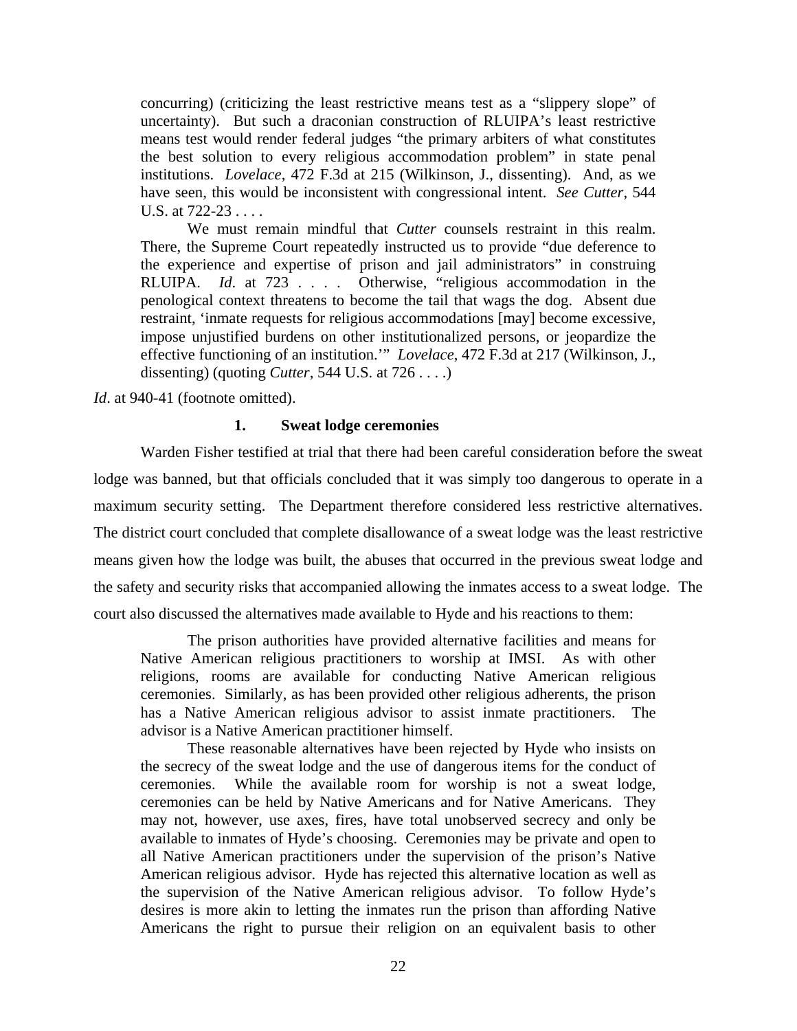> concurring) (criticizing the least restrictive means test as a "slippery slope" of uncertainty). But such a draconian construction of RLUIPA's least restrictive means test would render federal judges "the primary arbiters of what constitutes the best solution to every religious accommodation problem" in state penal institutions. *Lovelace*, 472 F.3d at 215 (Wilkinson, J., dissenting). And, as we have seen, this would be inconsistent with congressional intent. *See Cutter*, 544 U.S. at 722-23 . . . .
>
> We must remain mindful that *Cutter* counsels restraint in this realm. There, the Supreme Court repeatedly instructed us to provide "due deference to the experience and expertise of prison and jail administrators" in construing RLUIPA. *Id*. at 723 . . . . Otherwise, "religious accommodation in the penological context threatens to become the tail that wags the dog. Absent due restraint, 'inmate requests for religious accommodations [may] become excessive, impose unjustified burdens on other institutionalized persons, or jeopardize the effective functioning of an institution.'" *Lovelace*, 472 F.3d at 217 (Wilkinson, J., dissenting) (quoting *Cutter*, 544 U.S. at 726 . . . .)

*Id*. at 940-41 (footnote omitted).

**1. Sweat lodge ceremonies**

Warden Fisher testified at trial that there had been careful consideration before the sweat lodge was banned, but that officials concluded that it was simply too dangerous to operate in a maximum security setting. The Department therefore considered less restrictive alternatives. The district court concluded that complete disallowance of a sweat lodge was the least restrictive means given how the lodge was built, the abuses that occurred in the previous sweat lodge and the safety and security risks that accompanied allowing the inmates access to a sweat lodge. The court also discussed the alternatives made available to Hyde and his reactions to them:

> The prison authorities have provided alternative facilities and means for Native American religious practitioners to worship at IMSI. As with other religions, rooms are available for conducting Native American religious ceremonies. Similarly, as has been provided other religious adherents, the prison has a Native American religious advisor to assist inmate practitioners. The advisor is a Native American practitioner himself.
>
> These reasonable alternatives have been rejected by Hyde who insists on the secrecy of the sweat lodge and the use of dangerous items for the conduct of ceremonies. While the available room for worship is not a sweat lodge, ceremonies can be held by Native Americans and for Native Americans. They may not, however, use axes, fires, have total unobserved secrecy and only be available to inmates of Hyde's choosing. Ceremonies may be private and open to all Native American practitioners under the supervision of the prison's Native American religious advisor. Hyde has rejected this alternative location as well as the supervision of the Native American religious advisor. To follow Hyde's desires is more akin to letting the inmates run the prison than affording Native Americans the right to pursue their religion on an equivalent basis to other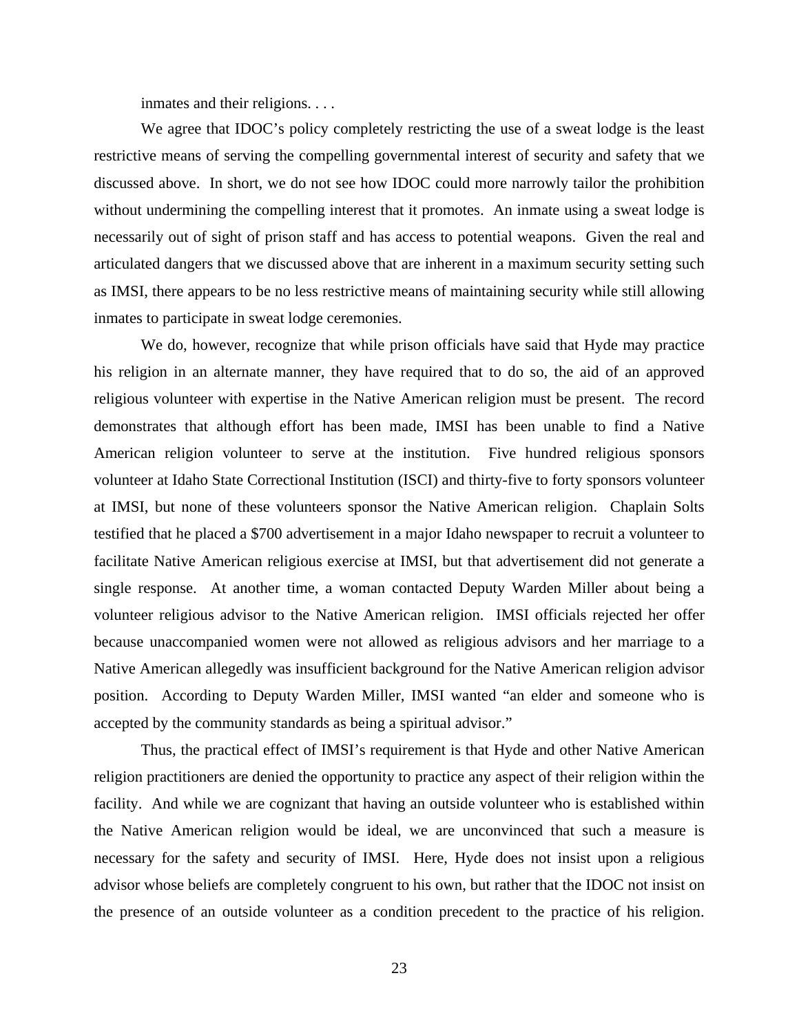inmates and their religions. . . .

We agree that IDOC's policy completely restricting the use of a sweat lodge is the least restrictive means of serving the compelling governmental interest of security and safety that we discussed above. In short, we do not see how IDOC could more narrowly tailor the prohibition without undermining the compelling interest that it promotes. An inmate using a sweat lodge is necessarily out of sight of prison staff and has access to potential weapons. Given the real and articulated dangers that we discussed above that are inherent in a maximum security setting such as IMSI, there appears to be no less restrictive means of maintaining security while still allowing inmates to participate in sweat lodge ceremonies.

We do, however, recognize that while prison officials have said that Hyde may practice his religion in an alternate manner, they have required that to do so, the aid of an approved religious volunteer with expertise in the Native American religion must be present. The record demonstrates that although effort has been made, IMSI has been unable to find a Native American religion volunteer to serve at the institution. Five hundred religious sponsors volunteer at Idaho State Correctional Institution (ISCI) and thirty-five to forty sponsors volunteer at IMSI, but none of these volunteers sponsor the Native American religion. Chaplain Solts testified that he placed a $700 advertisement in a major Idaho newspaper to recruit a volunteer to facilitate Native American religious exercise at IMSI, but that advertisement did not generate a single response. At another time, a woman contacted Deputy Warden Miller about being a volunteer religious advisor to the Native American religion. IMSI officials rejected her offer because unaccompanied women were not allowed as religious advisors and her marriage to a Native American allegedly was insufficient background for the Native American religion advisor position. According to Deputy Warden Miller, IMSI wanted "an elder and someone who is accepted by the community standards as being a spiritual advisor."

Thus, the practical effect of IMSI's requirement is that Hyde and other Native American religion practitioners are denied the opportunity to practice any aspect of their religion within the facility. And while we are cognizant that having an outside volunteer who is established within the Native American religion would be ideal, we are unconvinced that such a measure is necessary for the safety and security of IMSI. Here, Hyde does not insist upon a religious advisor whose beliefs are completely congruent to his own, but rather that the IDOC not insist on the presence of an outside volunteer as a condition precedent to the practice of his religion.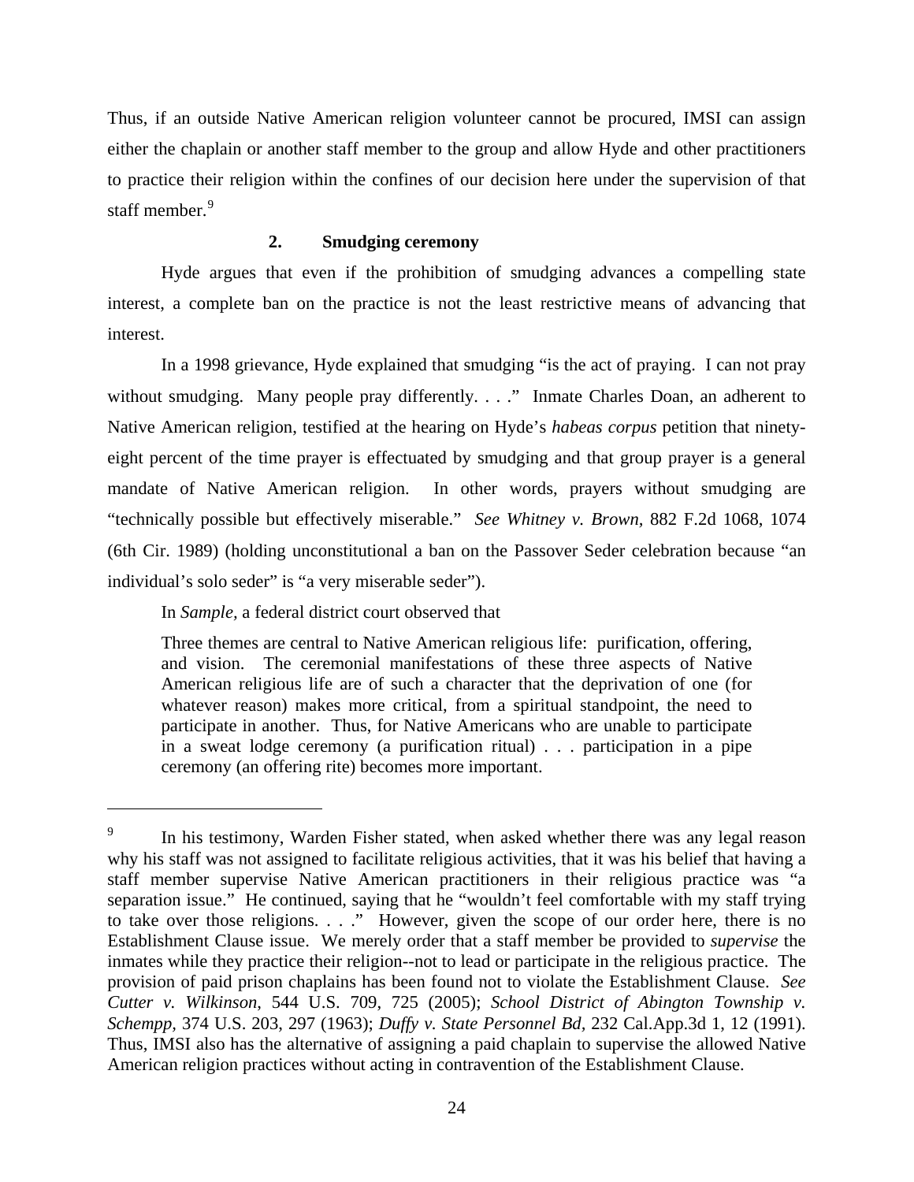Thus, if an outside Native American religion volunteer cannot be procured, IMSI can assign either the chaplain or another staff member to the group and allow Hyde and other practitioners to practice their religion within the confines of our decision here under the supervision of that staff member.[9]

### 2. Smudging ceremony

Hyde argues that even if the prohibition of smudging advances a compelling state interest, a complete ban on the practice is not the least restrictive means of advancing that interest.

In a 1998 grievance, Hyde explained that smudging "is the act of praying. I can not pray without smudging. Many people pray differently. . . ." Inmate Charles Doan, an adherent to Native American religion, testified at the hearing on Hyde's *habeas corpus* petition that ninety-eight percent of the time prayer is effectuated by smudging and that group prayer is a general mandate of Native American religion. In other words, prayers without smudging are "technically possible but effectively miserable." *See Whitney v. Brown,* 882 F.2d 1068, 1074 (6th Cir. 1989) (holding unconstitutional a ban on the Passover Seder celebration because "an individual's solo seder" is "a very miserable seder").

In *Sample,* a federal district court observed that

> Three themes are central to Native American religious life: purification, offering, and vision. The ceremonial manifestations of these three aspects of Native American religious life are of such a character that the deprivation of one (for whatever reason) makes more critical, from a spiritual standpoint, the need to participate in another. Thus, for Native Americans who are unable to participate in a sweat lodge ceremony (a purification ritual) . . . participation in a pipe ceremony (an offering rite) becomes more important.

---

[9] In his testimony, Warden Fisher stated, when asked whether there was any legal reason why his staff was not assigned to facilitate religious activities, that it was his belief that having a staff member supervise Native American practitioners in their religious practice was "a separation issue." He continued, saying that he "wouldn't feel comfortable with my staff trying to take over those religions. . . ." However, given the scope of our order here, there is no Establishment Clause issue. We merely order that a staff member be provided to *supervise* the inmates while they practice their religion--not to lead or participate in the religious practice. The provision of paid prison chaplains has been found not to violate the Establishment Clause. *See Cutter v. Wilkinson*, 544 U.S. 709, 725 (2005); *School District of Abington Township v. Schempp,* 374 U.S. 203, 297 (1963); *Duffy v. State Personnel Bd*, 232 Cal.App.3d 1, 12 (1991). Thus, IMSI also has the alternative of assigning a paid chaplain to supervise the allowed Native American religion practices without acting in contravention of the Establishment Clause.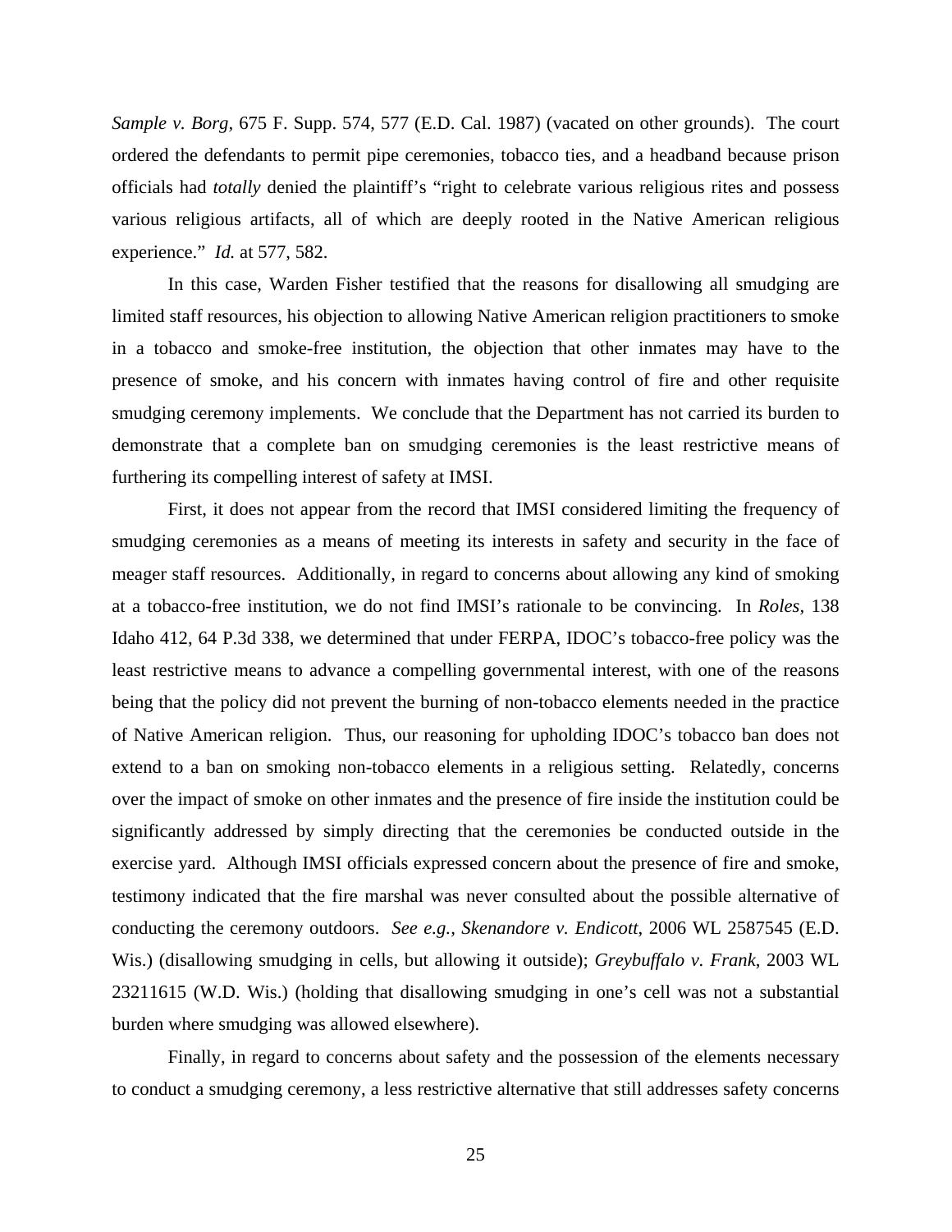*Sample v. Borg*, 675 F. Supp. 574, 577 (E.D. Cal. 1987) (vacated on other grounds). The court ordered the defendants to permit pipe ceremonies, tobacco ties, and a headband because prison officials had *totally* denied the plaintiff's "right to celebrate various religious rites and possess various religious artifacts, all of which are deeply rooted in the Native American religious experience." *Id.* at 577, 582.

In this case, Warden Fisher testified that the reasons for disallowing all smudging are limited staff resources, his objection to allowing Native American religion practitioners to smoke in a tobacco and smoke-free institution, the objection that other inmates may have to the presence of smoke, and his concern with inmates having control of fire and other requisite smudging ceremony implements. We conclude that the Department has not carried its burden to demonstrate that a complete ban on smudging ceremonies is the least restrictive means of furthering its compelling interest of safety at IMSI.

First, it does not appear from the record that IMSI considered limiting the frequency of smudging ceremonies as a means of meeting its interests in safety and security in the face of meager staff resources. Additionally, in regard to concerns about allowing any kind of smoking at a tobacco-free institution, we do not find IMSI's rationale to be convincing. In *Roles*, 138 Idaho 412, 64 P.3d 338, we determined that under FERPA, IDOC's tobacco-free policy was the least restrictive means to advance a compelling governmental interest, with one of the reasons being that the policy did not prevent the burning of non-tobacco elements needed in the practice of Native American religion. Thus, our reasoning for upholding IDOC's tobacco ban does not extend to a ban on smoking non-tobacco elements in a religious setting. Relatedly, concerns over the impact of smoke on other inmates and the presence of fire inside the institution could be significantly addressed by simply directing that the ceremonies be conducted outside in the exercise yard. Although IMSI officials expressed concern about the presence of fire and smoke, testimony indicated that the fire marshal was never consulted about the possible alternative of conducting the ceremony outdoors. *See e.g., Skenandore v. Endicott*, 2006 WL 2587545 (E.D. Wis.) (disallowing smudging in cells, but allowing it outside); *Greybuffalo v. Frank*, 2003 WL 23211615 (W.D. Wis.) (holding that disallowing smudging in one's cell was not a substantial burden where smudging was allowed elsewhere).

Finally, in regard to concerns about safety and the possession of the elements necessary to conduct a smudging ceremony, a less restrictive alternative that still addresses safety concerns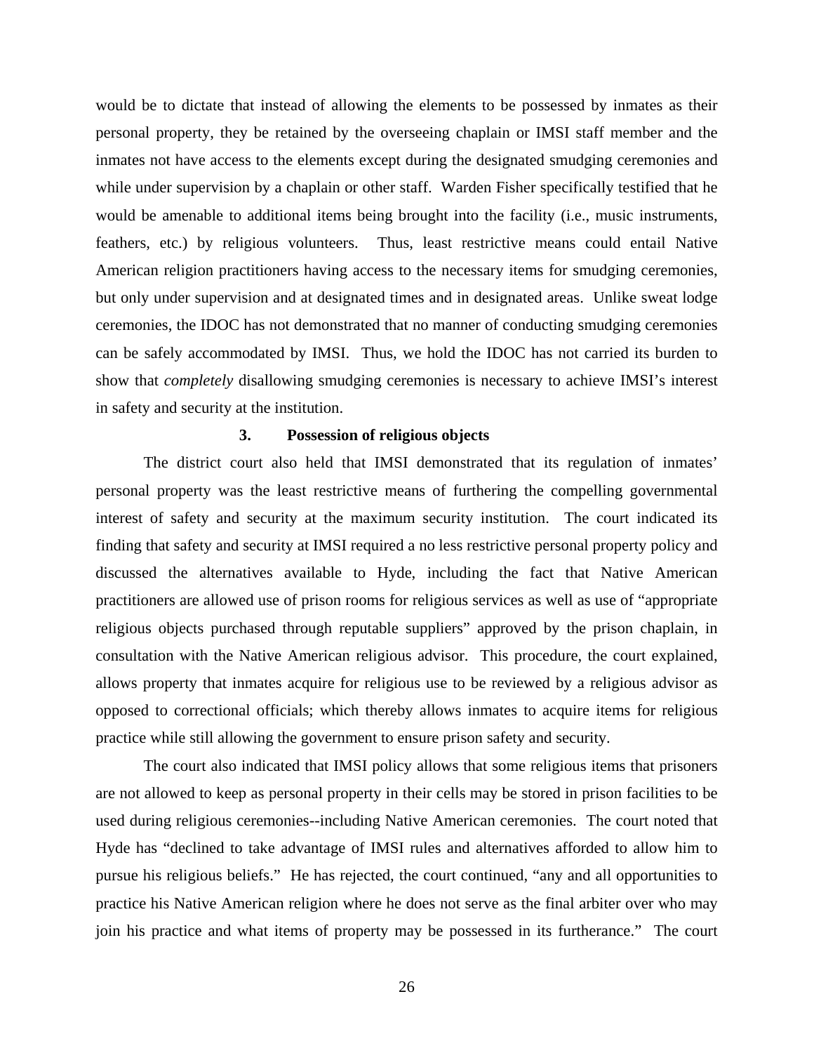would be to dictate that instead of allowing the elements to be possessed by inmates as their personal property, they be retained by the overseeing chaplain or IMSI staff member and the inmates not have access to the elements except during the designated smudging ceremonies and while under supervision by a chaplain or other staff. Warden Fisher specifically testified that he would be amenable to additional items being brought into the facility (i.e., music instruments, feathers, etc.) by religious volunteers. Thus, least restrictive means could entail Native American religion practitioners having access to the necessary items for smudging ceremonies, but only under supervision and at designated times and in designated areas. Unlike sweat lodge ceremonies, the IDOC has not demonstrated that no manner of conducting smudging ceremonies can be safely accommodated by IMSI. Thus, we hold the IDOC has not carried its burden to show that *completely* disallowing smudging ceremonies is necessary to achieve IMSI's interest in safety and security at the institution.

### 3. Possession of religious objects

The district court also held that IMSI demonstrated that its regulation of inmates' personal property was the least restrictive means of furthering the compelling governmental interest of safety and security at the maximum security institution. The court indicated its finding that safety and security at IMSI required a no less restrictive personal property policy and discussed the alternatives available to Hyde, including the fact that Native American practitioners are allowed use of prison rooms for religious services as well as use of "appropriate religious objects purchased through reputable suppliers" approved by the prison chaplain, in consultation with the Native American religious advisor. This procedure, the court explained, allows property that inmates acquire for religious use to be reviewed by a religious advisor as opposed to correctional officials; which thereby allows inmates to acquire items for religious practice while still allowing the government to ensure prison safety and security.

The court also indicated that IMSI policy allows that some religious items that prisoners are not allowed to keep as personal property in their cells may be stored in prison facilities to be used during religious ceremonies--including Native American ceremonies. The court noted that Hyde has "declined to take advantage of IMSI rules and alternatives afforded to allow him to pursue his religious beliefs." He has rejected, the court continued, "any and all opportunities to practice his Native American religion where he does not serve as the final arbiter over who may join his practice and what items of property may be possessed in its furtherance." The court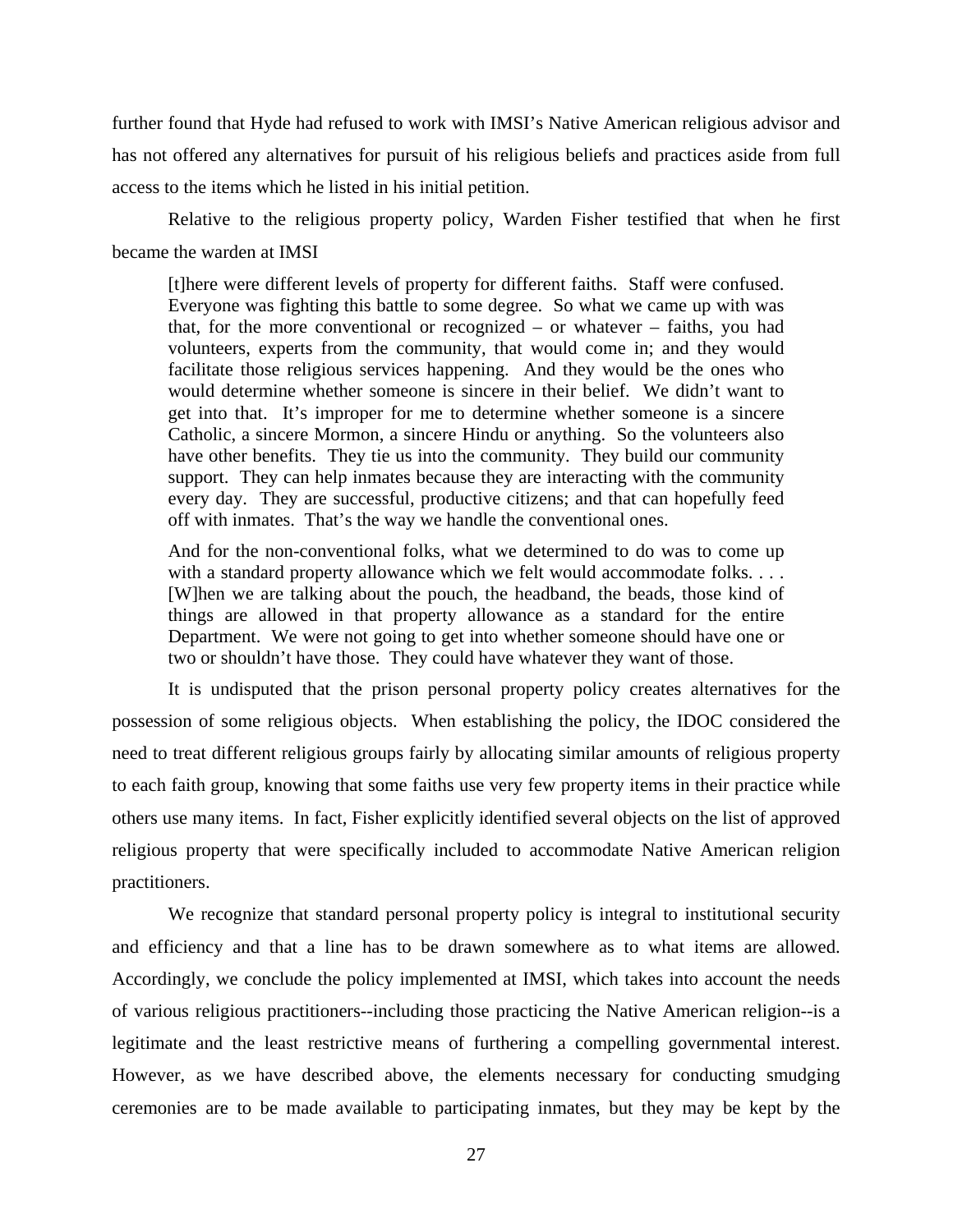further found that Hyde had refused to work with IMSI's Native American religious advisor and has not offered any alternatives for pursuit of his religious beliefs and practices aside from full access to the items which he listed in his initial petition.

Relative to the religious property policy, Warden Fisher testified that when he first became the warden at IMSI

> [t]here were different levels of property for different faiths. Staff were confused. Everyone was fighting this battle to some degree. So what we came up with was that, for the more conventional or recognized – or whatever – faiths, you had volunteers, experts from the community, that would come in; and they would facilitate those religious services happening. And they would be the ones who would determine whether someone is sincere in their belief. We didn't want to get into that. It's improper for me to determine whether someone is a sincere Catholic, a sincere Mormon, a sincere Hindu or anything. So the volunteers also have other benefits. They tie us into the community. They build our community support. They can help inmates because they are interacting with the community every day. They are successful, productive citizens; and that can hopefully feed off with inmates. That's the way we handle the conventional ones.
>
> And for the non-conventional folks, what we determined to do was to come up with a standard property allowance which we felt would accommodate folks. . . . [W]hen we are talking about the pouch, the headband, the beads, those kind of things are allowed in that property allowance as a standard for the entire Department. We were not going to get into whether someone should have one or two or shouldn't have those. They could have whatever they want of those.

It is undisputed that the prison personal property policy creates alternatives for the possession of some religious objects. When establishing the policy, the IDOC considered the need to treat different religious groups fairly by allocating similar amounts of religious property to each faith group, knowing that some faiths use very few property items in their practice while others use many items. In fact, Fisher explicitly identified several objects on the list of approved religious property that were specifically included to accommodate Native American religion practitioners.

We recognize that standard personal property policy is integral to institutional security and efficiency and that a line has to be drawn somewhere as to what items are allowed. Accordingly, we conclude the policy implemented at IMSI, which takes into account the needs of various religious practitioners--including those practicing the Native American religion--is a legitimate and the least restrictive means of furthering a compelling governmental interest. However, as we have described above, the elements necessary for conducting smudging ceremonies are to be made available to participating inmates, but they may be kept by the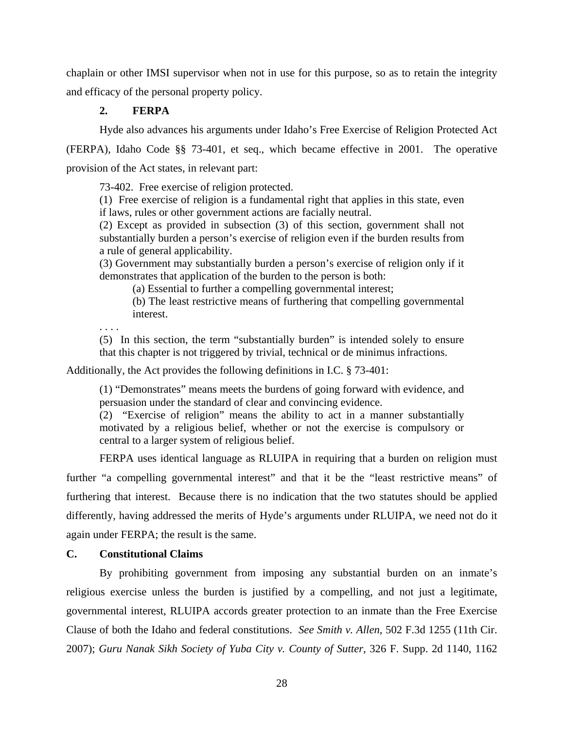chaplain or other IMSI supervisor when not in use for this purpose, so as to retain the integrity and efficacy of the personal property policy.

### 2. FERPA

Hyde also advances his arguments under Idaho's Free Exercise of Religion Protected Act (FERPA), Idaho Code §§ 73-401, et seq., which became effective in 2001. The operative provision of the Act states, in relevant part:

> 73-402. Free exercise of religion protected.
> (1) Free exercise of religion is a fundamental right that applies in this state, even if laws, rules or other government actions are facially neutral.
> (2) Except as provided in subsection (3) of this section, government shall not substantially burden a person's exercise of religion even if the burden results from a rule of general applicability.
> (3) Government may substantially burden a person's exercise of religion only if it demonstrates that application of the burden to the person is both:
>
> > (a) Essential to further a compelling governmental interest;
> > (b) The least restrictive means of furthering that compelling governmental interest.
>
> . . . .
> (5) In this section, the term "substantially burden" is intended solely to ensure that this chapter is not triggered by trivial, technical or de minimus infractions.

Additionally, the Act provides the following definitions in I.C. § 73-401:

> (1) "Demonstrates" means meets the burdens of going forward with evidence, and persuasion under the standard of clear and convincing evidence.
> (2) "Exercise of religion" means the ability to act in a manner substantially motivated by a religious belief, whether or not the exercise is compulsory or central to a larger system of religious belief.

FERPA uses identical language as RLUIPA in requiring that a burden on religion must further "a compelling governmental interest" and that it be the "least restrictive means" of furthering that interest. Because there is no indication that the two statutes should be applied differently, having addressed the merits of Hyde's arguments under RLUIPA, we need not do it again under FERPA; the result is the same.

## C. Constitutional Claims

By prohibiting government from imposing any substantial burden on an inmate's religious exercise unless the burden is justified by a compelling, and not just a legitimate, governmental interest, RLUIPA accords greater protection to an inmate than the Free Exercise Clause of both the Idaho and federal constitutions. *See Smith v. Allen*, 502 F.3d 1255 (11th Cir. 2007); *Guru Nanak Sikh Society of Yuba City v. County of Sutter*, 326 F. Supp. 2d 1140, 1162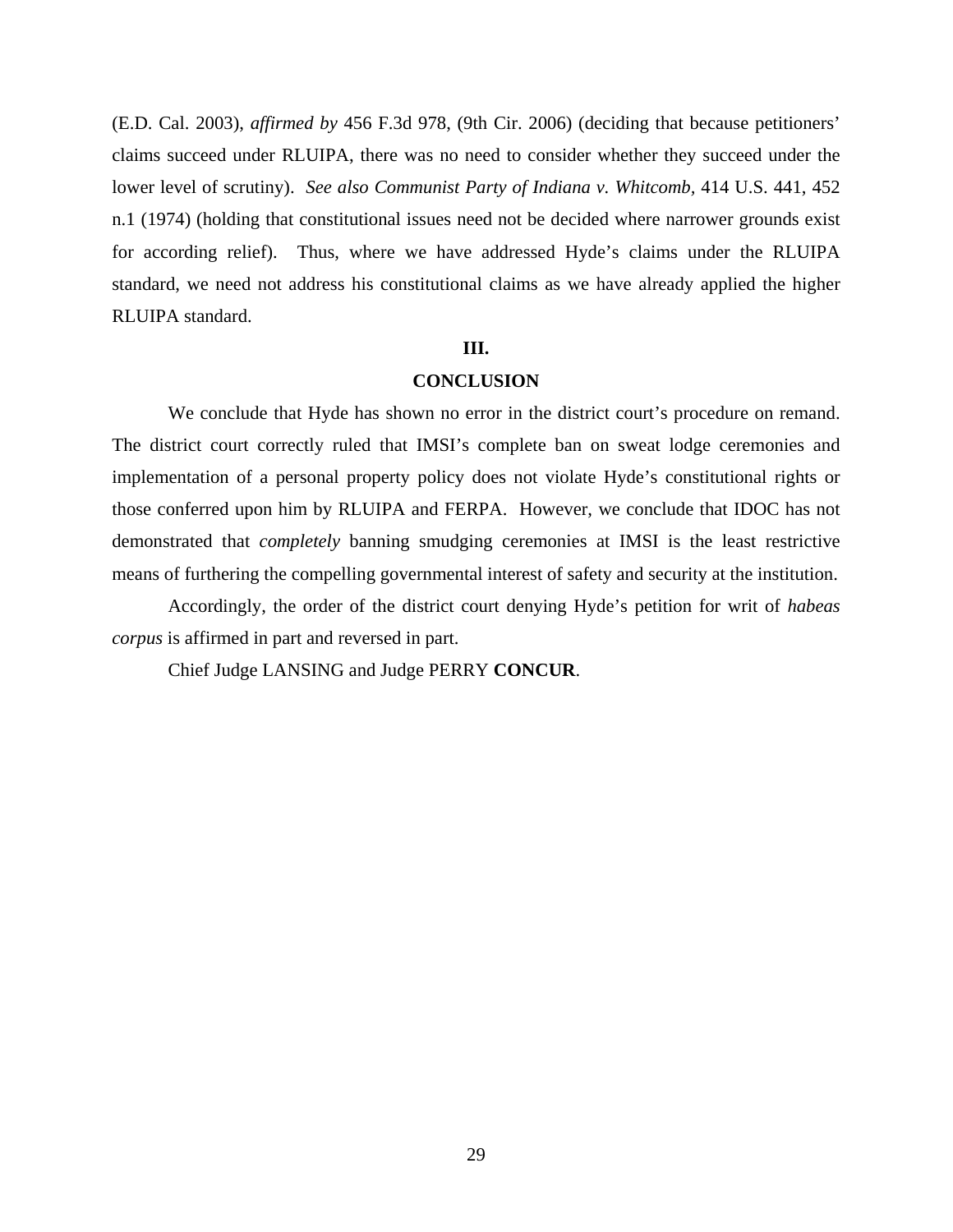(E.D. Cal. 2003), *affirmed by* 456 F.3d 978, (9th Cir. 2006) (deciding that because petitioners' claims succeed under RLUIPA, there was no need to consider whether they succeed under the lower level of scrutiny). *See also Communist Party of Indiana v. Whitcomb,* 414 U.S. 441, 452 n.1 (1974) (holding that constitutional issues need not be decided where narrower grounds exist for according relief). Thus, where we have addressed Hyde's claims under the RLUIPA standard, we need not address his constitutional claims as we have already applied the higher RLUIPA standard.

## III.

## CONCLUSION

We conclude that Hyde has shown no error in the district court's procedure on remand. The district court correctly ruled that IMSI's complete ban on sweat lodge ceremonies and implementation of a personal property policy does not violate Hyde's constitutional rights or those conferred upon him by RLUIPA and FERPA. However, we conclude that IDOC has not demonstrated that *completely* banning smudging ceremonies at IMSI is the least restrictive means of furthering the compelling governmental interest of safety and security at the institution.

Accordingly, the order of the district court denying Hyde's petition for writ of *habeas corpus* is affirmed in part and reversed in part.

Chief Judge LANSING and Judge PERRY **CONCUR**.